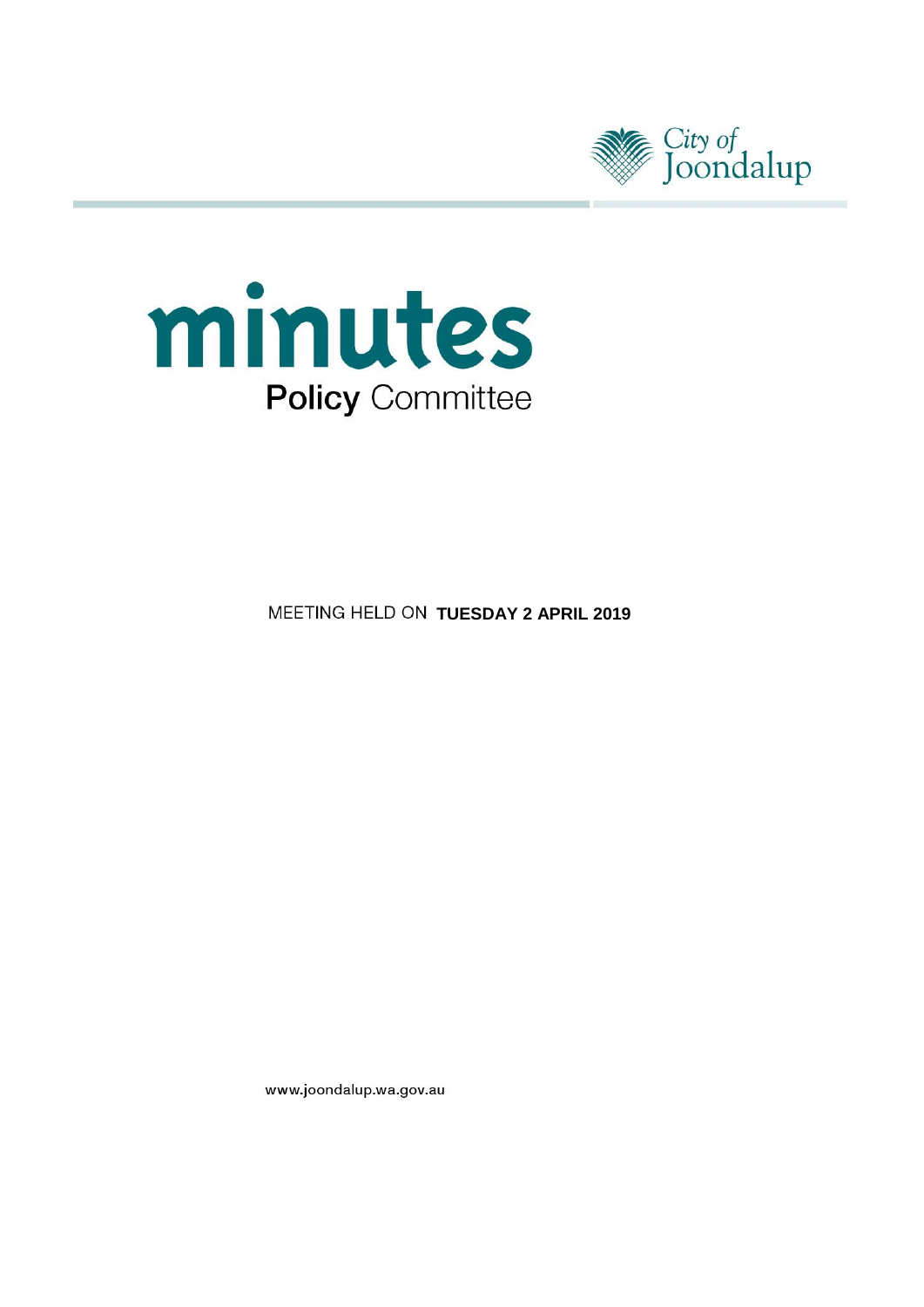City of Joondalup

# minutes

## Policy Committee

MEETING HELD ON **TUESDAY 2 APRIL 2019**

www.joondalup.wa.gov.au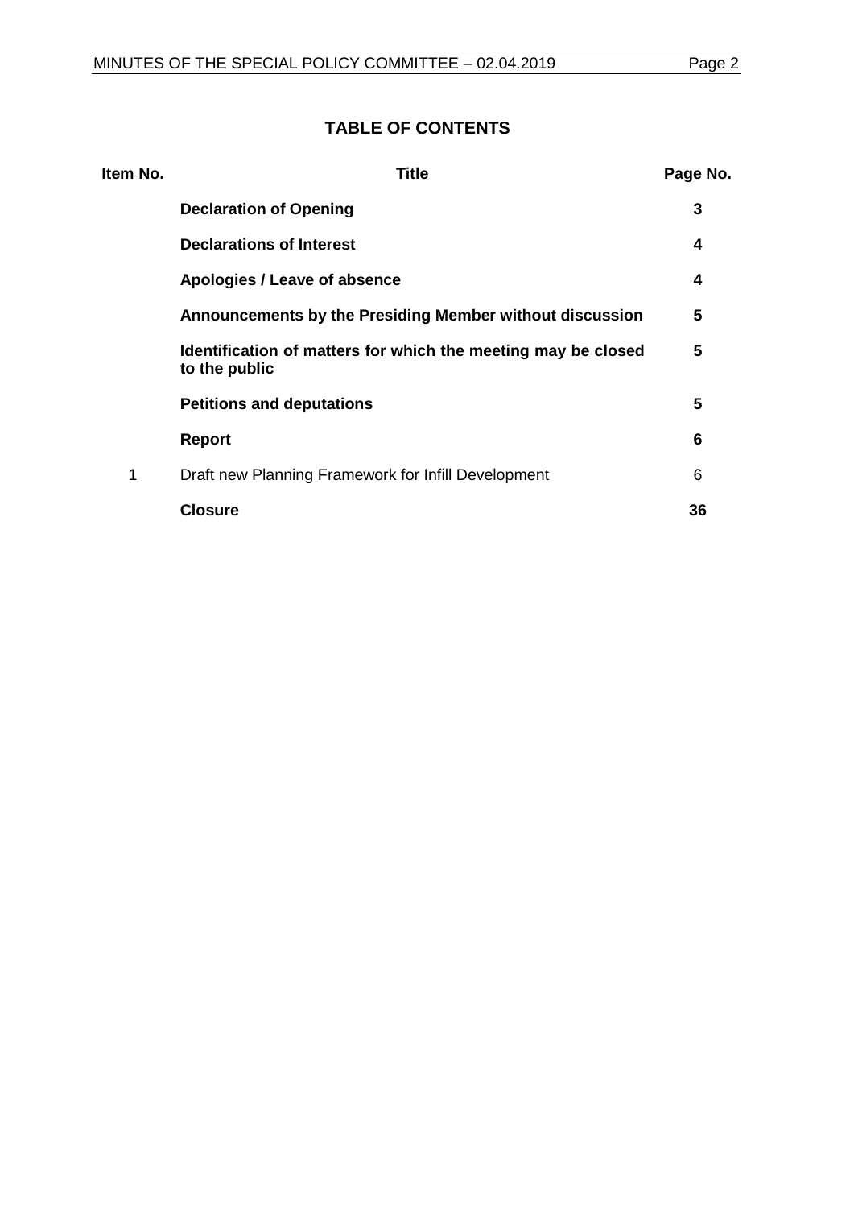## TABLE OF CONTENTS

| Item No. | Title | Page No. |
|---|---|---|
| | **Declaration of Opening** | **3** |
| | **Declarations of Interest** | **4** |
| | **Apologies / Leave of absence** | **4** |
| | **Announcements by the Presiding Member without discussion** | **5** |
| | **Identification of matters for which the meeting may be closed to the public** | **5** |
| | **Petitions and deputations** | **5** |
| | **Report** | **6** |
| 1 | Draft new Planning Framework for Infill Development | 6 |
| | **Closure** | **36** |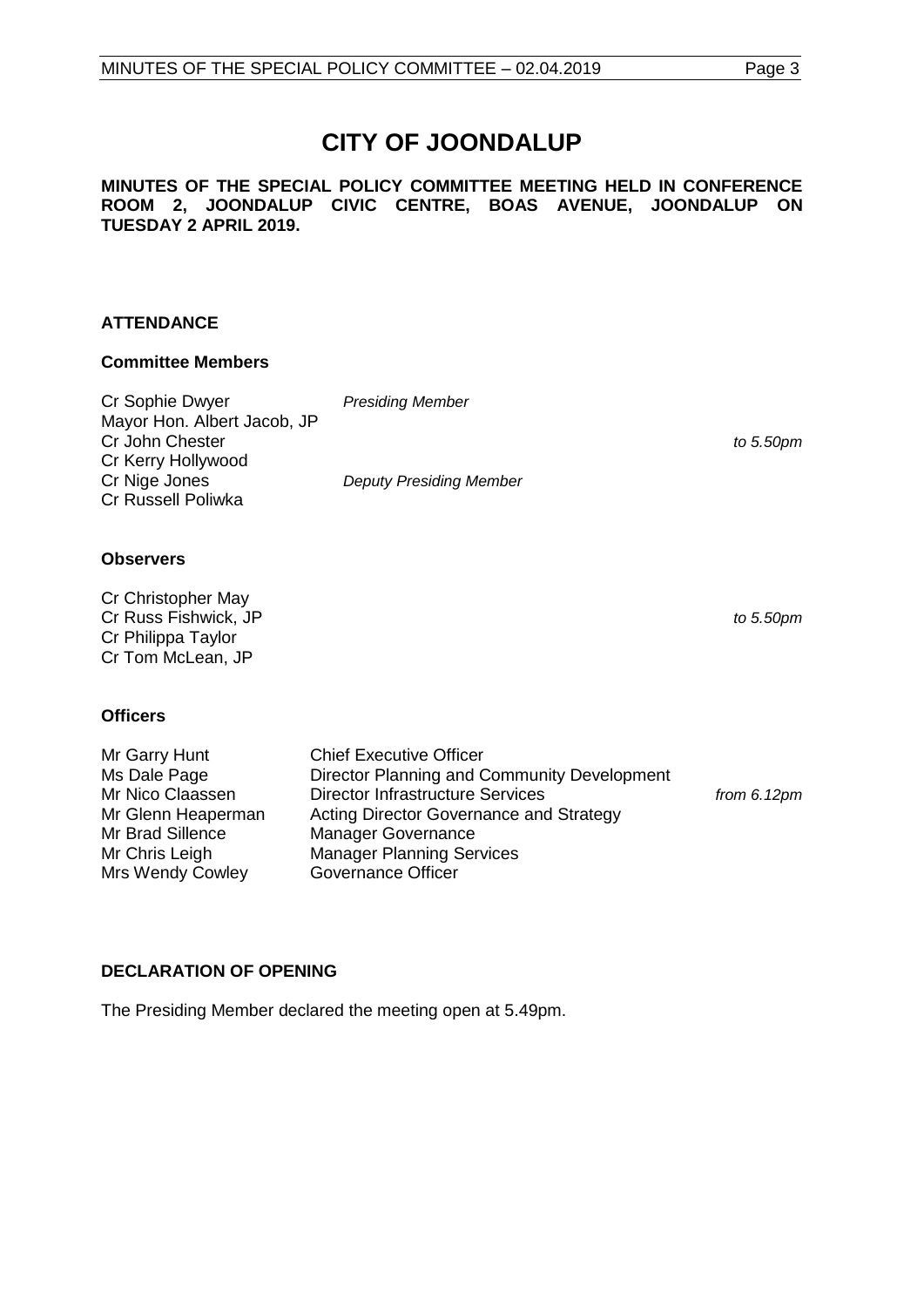# CITY OF JOONDALUP

**MINUTES OF THE SPECIAL POLICY COMMITTEE MEETING HELD IN CONFERENCE ROOM 2, JOONDALUP CIVIC CENTRE, BOAS AVENUE, JOONDALUP ON TUESDAY 2 APRIL 2019.**

## ATTENDANCE

### Committee Members

| | | |
|---|---|---|
| Cr Sophie Dwyer | *Presiding Member* | |
| Mayor Hon. Albert Jacob, JP | | |
| Cr John Chester | | *to 5.50pm* |
| Cr Kerry Hollywood | | |
| Cr Nige Jones | *Deputy Presiding Member* | |
| Cr Russell Poliwka | | |

### Observers

| | |
|---|---|
| Cr Christopher May | |
| Cr Russ Fishwick, JP | *to 5.50pm* |
| Cr Philippa Taylor | |
| Cr Tom McLean, JP | |

### Officers

| | | |
|---|---|---|
| Mr Garry Hunt | Chief Executive Officer | |
| Ms Dale Page | Director Planning and Community Development | |
| Mr Nico Claassen | Director Infrastructure Services | *from 6.12pm* |
| Mr Glenn Heaperman | Acting Director Governance and Strategy | |
| Mr Brad Sillence | Manager Governance | |
| Mr Chris Leigh | Manager Planning Services | |
| Mrs Wendy Cowley | Governance Officer | |

## DECLARATION OF OPENING

The Presiding Member declared the meeting open at 5.49pm.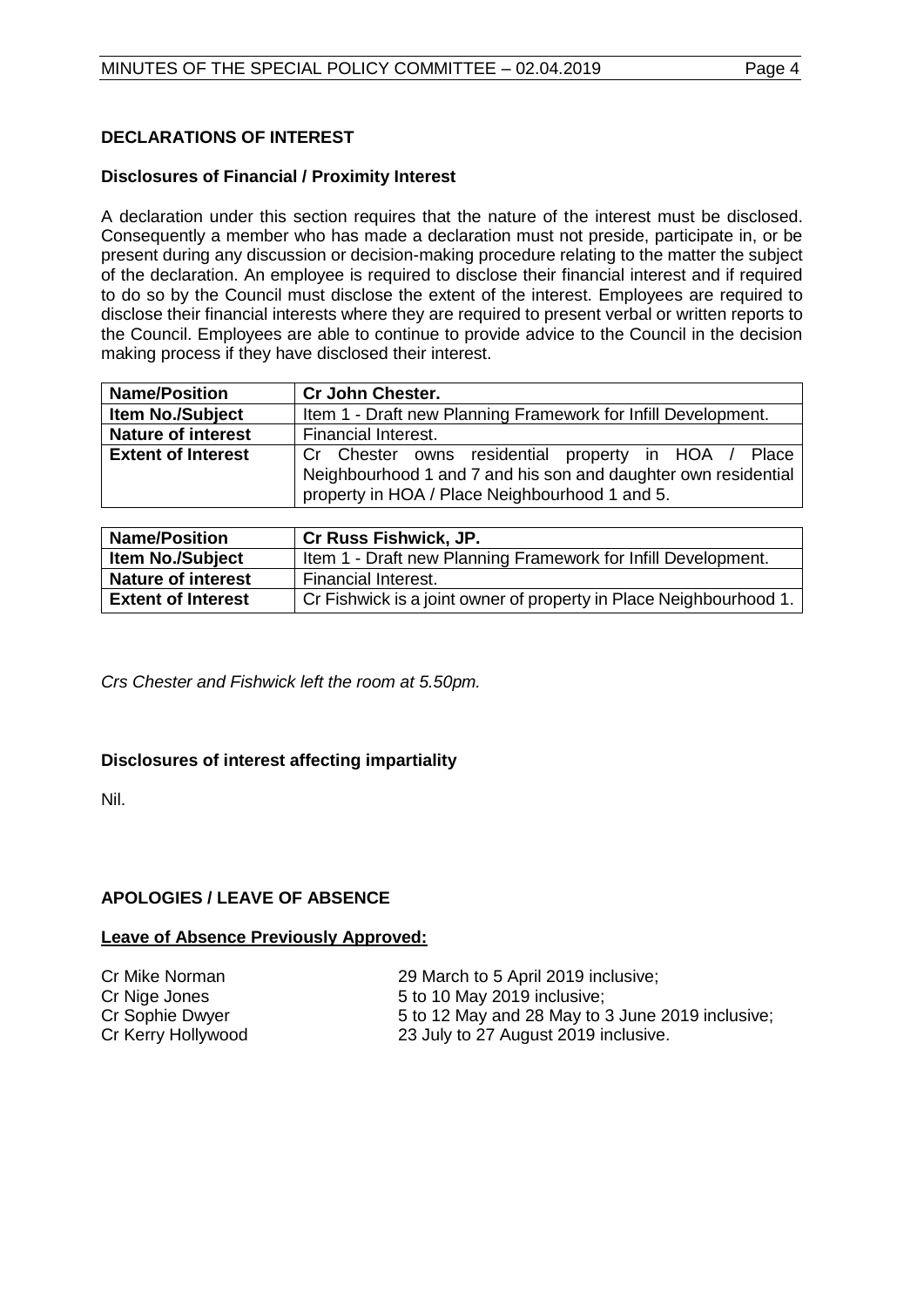## DECLARATIONS OF INTEREST

### Disclosures of Financial / Proximity Interest

A declaration under this section requires that the nature of the interest must be disclosed. Consequently a member who has made a declaration must not preside, participate in, or be present during any discussion or decision-making procedure relating to the matter the subject of the declaration. An employee is required to disclose their financial interest and if required to do so by the Council must disclose the extent of the interest. Employees are required to disclose their financial interests where they are required to present verbal or written reports to the Council. Employees are able to continue to provide advice to the Council in the decision making process if they have disclosed their interest.

| **Name/Position** | **Cr John Chester.** |
|---|---|
| **Item No./Subject** | Item 1 - Draft new Planning Framework for Infill Development. |
| **Nature of interest** | Financial Interest. |
| **Extent of Interest** | Cr Chester owns residential property in HOA / Place Neighbourhood 1 and 7 and his son and daughter own residential property in HOA / Place Neighbourhood 1 and 5. |

| **Name/Position** | **Cr Russ Fishwick, JP.** |
|---|---|
| **Item No./Subject** | Item 1 - Draft new Planning Framework for Infill Development. |
| **Nature of interest** | Financial Interest. |
| **Extent of Interest** | Cr Fishwick is a joint owner of property in Place Neighbourhood 1. |

*Crs Chester and Fishwick left the room at 5.50pm.*

### Disclosures of interest affecting impartiality

Nil.

## APOLOGIES / LEAVE OF ABSENCE

**Leave of Absence Previously Approved:**

| | |
|---|---|
| Cr Mike Norman | 29 March to 5 April 2019 inclusive; |
| Cr Nige Jones | 5 to 10 May 2019 inclusive; |
| Cr Sophie Dwyer | 5 to 12 May and 28 May to 3 June 2019 inclusive; |
| Cr Kerry Hollywood | 23 July to 27 August 2019 inclusive. |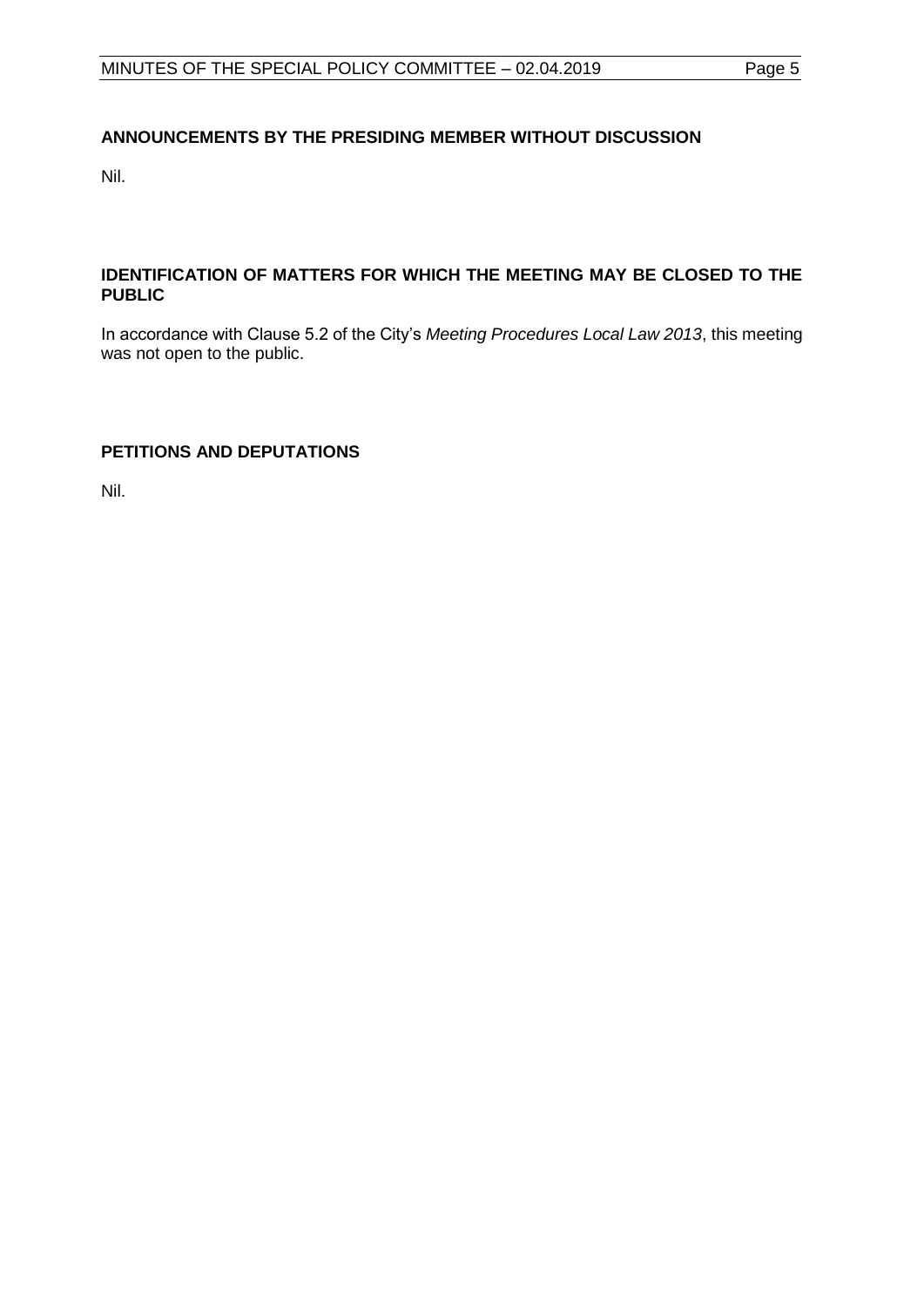## ANNOUNCEMENTS BY THE PRESIDING MEMBER WITHOUT DISCUSSION

Nil.

## IDENTIFICATION OF MATTERS FOR WHICH THE MEETING MAY BE CLOSED TO THE PUBLIC

In accordance with Clause 5.2 of the City's *Meeting Procedures Local Law 2013*, this meeting was not open to the public.

## PETITIONS AND DEPUTATIONS

Nil.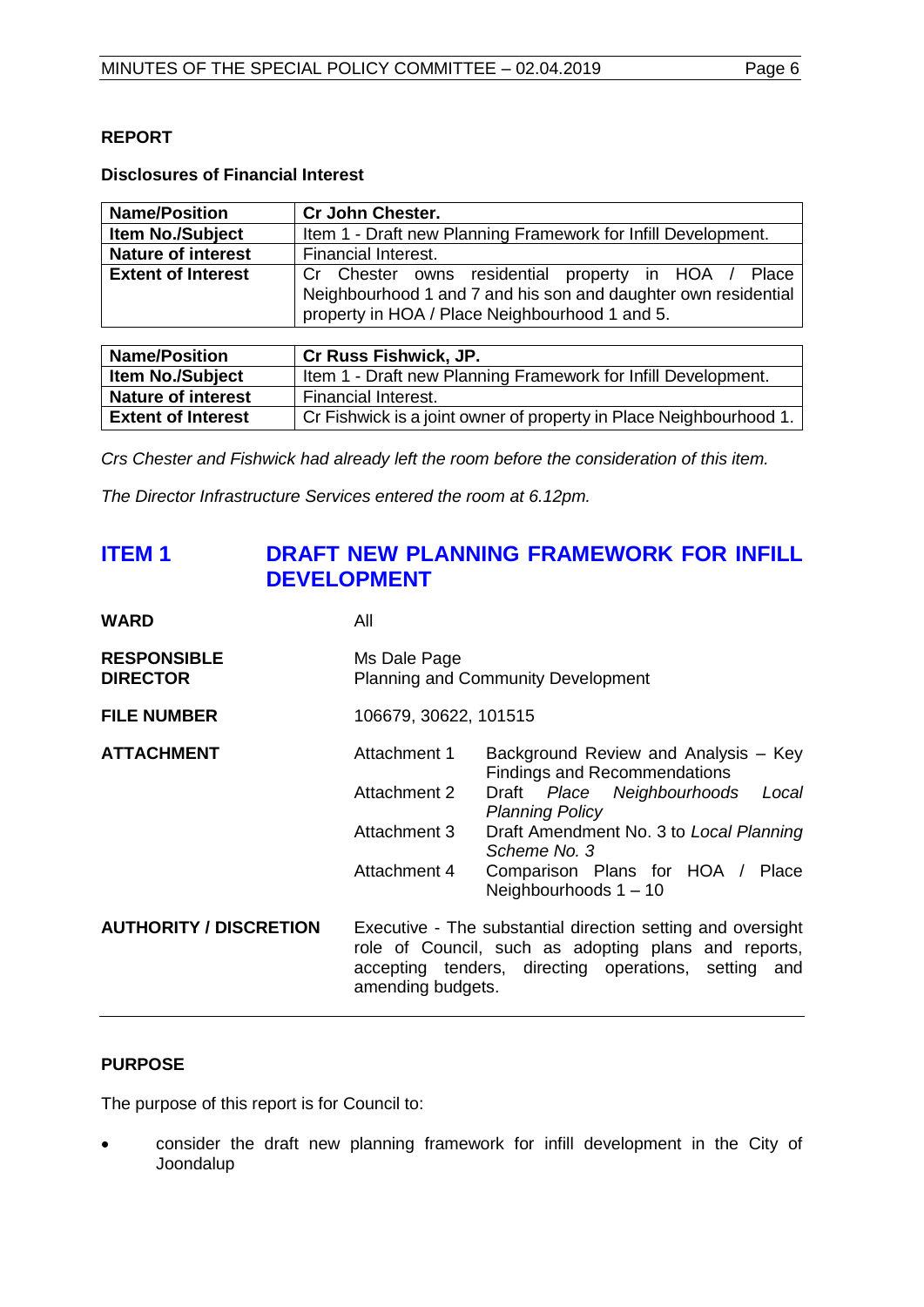## REPORT

### Disclosures of Financial Interest

| Name/Position | Cr John Chester. |
|---|---|
| Item No./Subject | Item 1 - Draft new Planning Framework for Infill Development. |
| Nature of interest | Financial Interest. |
| Extent of Interest | Cr Chester owns residential property in HOA / Place Neighbourhood 1 and 7 and his son and daughter own residential property in HOA / Place Neighbourhood 1 and 5. |

| Name/Position | Cr Russ Fishwick, JP. |
|---|---|
| Item No./Subject | Item 1 - Draft new Planning Framework for Infill Development. |
| Nature of interest | Financial Interest. |
| Extent of Interest | Cr Fishwick is a joint owner of property in Place Neighbourhood 1. |

*Crs Chester and Fishwick had already left the room before the consideration of this item.*

*The Director Infrastructure Services entered the room at 6.12pm.*

## ITEM 1 DRAFT NEW PLANNING FRAMEWORK FOR INFILL DEVELOPMENT

**WARD** All

**RESPONSIBLE DIRECTOR** Ms Dale Page
Planning and Community Development

**FILE NUMBER** 106679, 30622, 101515

**ATTACHMENT**

| | |
|---|---|
| Attachment 1 | Background Review and Analysis – Key Findings and Recommendations |
| Attachment 2 | Draft *Place Neighbourhoods Local Planning Policy* |
| Attachment 3 | Draft Amendment No. 3 to *Local Planning Scheme No. 3* |
| Attachment 4 | Comparison Plans for HOA / Place Neighbourhoods 1 – 10 |

**AUTHORITY / DISCRETION** Executive - The substantial direction setting and oversight role of Council, such as adopting plans and reports, accepting tenders, directing operations, setting and amending budgets.

---

### PURPOSE

The purpose of this report is for Council to:

- consider the draft new planning framework for infill development in the City of Joondalup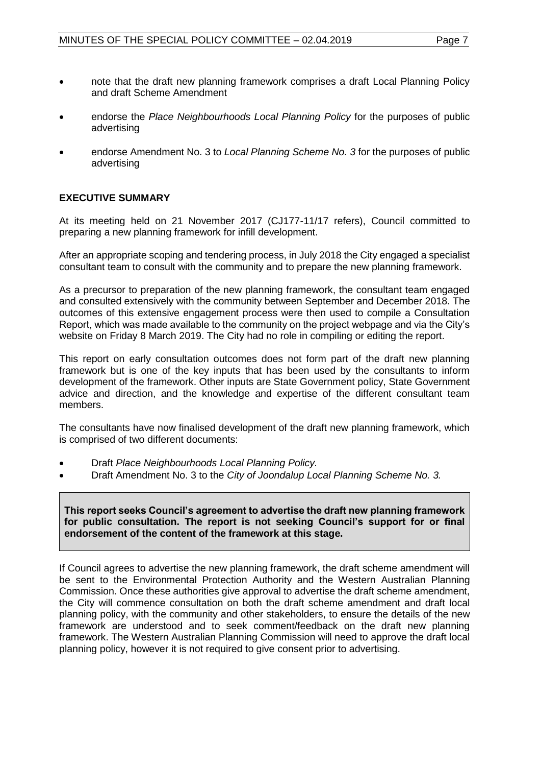- note that the draft new planning framework comprises a draft Local Planning Policy and draft Scheme Amendment
- endorse the *Place Neighbourhoods Local Planning Policy* for the purposes of public advertising
- endorse Amendment No. 3 to *Local Planning Scheme No. 3* for the purposes of public advertising

## EXECUTIVE SUMMARY

At its meeting held on 21 November 2017 (CJ177-11/17 refers), Council committed to preparing a new planning framework for infill development.

After an appropriate scoping and tendering process, in July 2018 the City engaged a specialist consultant team to consult with the community and to prepare the new planning framework.

As a precursor to preparation of the new planning framework, the consultant team engaged and consulted extensively with the community between September and December 2018. The outcomes of this extensive engagement process were then used to compile a Consultation Report, which was made available to the community on the project webpage and via the City's website on Friday 8 March 2019. The City had no role in compiling or editing the report.

This report on early consultation outcomes does not form part of the draft new planning framework but is one of the key inputs that has been used by the consultants to inform development of the framework. Other inputs are State Government policy, State Government advice and direction, and the knowledge and expertise of the different consultant team members.

The consultants have now finalised development of the draft new planning framework, which is comprised of two different documents:

- Draft *Place Neighbourhoods Local Planning Policy.*
- Draft Amendment No. 3 to the *City of Joondalup Local Planning Scheme No. 3.*

**This report seeks Council's agreement to advertise the draft new planning framework for public consultation. The report is not seeking Council's support for or final endorsement of the content of the framework at this stage.**

If Council agrees to advertise the new planning framework, the draft scheme amendment will be sent to the Environmental Protection Authority and the Western Australian Planning Commission. Once these authorities give approval to advertise the draft scheme amendment, the City will commence consultation on both the draft scheme amendment and draft local planning policy, with the community and other stakeholders, to ensure the details of the new framework are understood and to seek comment/feedback on the draft new planning framework. The Western Australian Planning Commission will need to approve the draft local planning policy, however it is not required to give consent prior to advertising.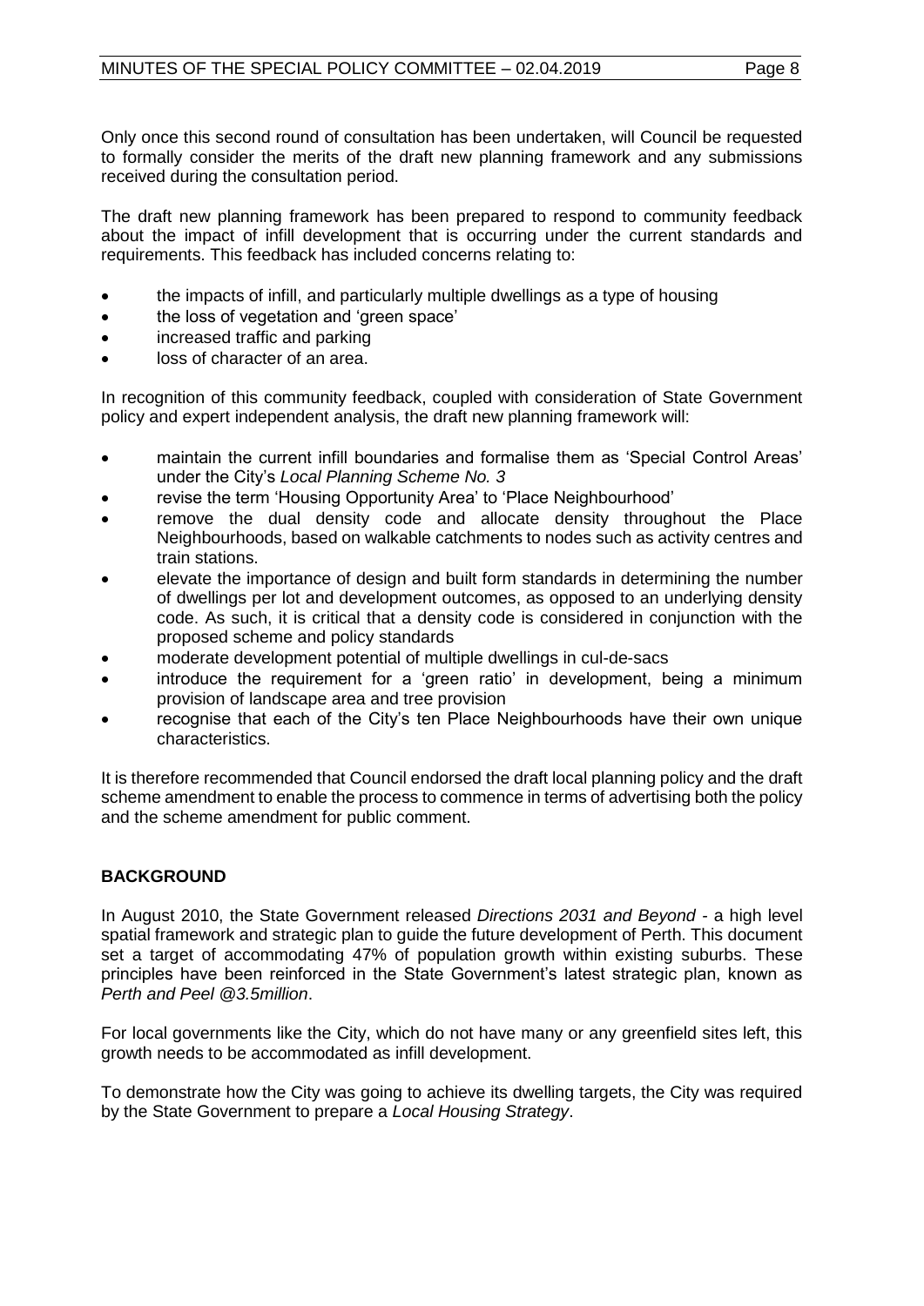Only once this second round of consultation has been undertaken, will Council be requested to formally consider the merits of the draft new planning framework and any submissions received during the consultation period.

The draft new planning framework has been prepared to respond to community feedback about the impact of infill development that is occurring under the current standards and requirements. This feedback has included concerns relating to:

- the impacts of infill, and particularly multiple dwellings as a type of housing
- the loss of vegetation and 'green space'
- increased traffic and parking
- loss of character of an area.

In recognition of this community feedback, coupled with consideration of State Government policy and expert independent analysis, the draft new planning framework will:

- maintain the current infill boundaries and formalise them as 'Special Control Areas' under the City's *Local Planning Scheme No. 3*
- revise the term 'Housing Opportunity Area' to 'Place Neighbourhood'
- remove the dual density code and allocate density throughout the Place Neighbourhoods, based on walkable catchments to nodes such as activity centres and train stations.
- elevate the importance of design and built form standards in determining the number of dwellings per lot and development outcomes, as opposed to an underlying density code. As such, it is critical that a density code is considered in conjunction with the proposed scheme and policy standards
- moderate development potential of multiple dwellings in cul-de-sacs
- introduce the requirement for a 'green ratio' in development, being a minimum provision of landscape area and tree provision
- recognise that each of the City's ten Place Neighbourhoods have their own unique characteristics.

It is therefore recommended that Council endorsed the draft local planning policy and the draft scheme amendment to enable the process to commence in terms of advertising both the policy and the scheme amendment for public comment.

## BACKGROUND

In August 2010, the State Government released *Directions 2031 and Beyond* - a high level spatial framework and strategic plan to guide the future development of Perth. This document set a target of accommodating 47% of population growth within existing suburbs. These principles have been reinforced in the State Government's latest strategic plan, known as *Perth and Peel @3.5million*.

For local governments like the City, which do not have many or any greenfield sites left, this growth needs to be accommodated as infill development.

To demonstrate how the City was going to achieve its dwelling targets, the City was required by the State Government to prepare a *Local Housing Strategy*.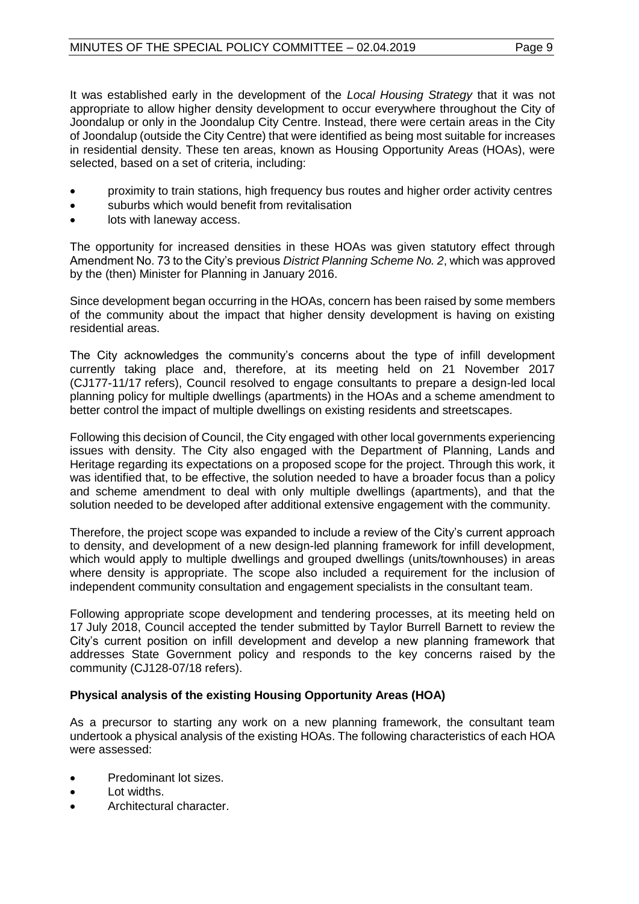It was established early in the development of the *Local Housing Strategy* that it was not appropriate to allow higher density development to occur everywhere throughout the City of Joondalup or only in the Joondalup City Centre. Instead, there were certain areas in the City of Joondalup (outside the City Centre) that were identified as being most suitable for increases in residential density. These ten areas, known as Housing Opportunity Areas (HOAs), were selected, based on a set of criteria, including:

- proximity to train stations, high frequency bus routes and higher order activity centres
- suburbs which would benefit from revitalisation
- lots with laneway access.

The opportunity for increased densities in these HOAs was given statutory effect through Amendment No. 73 to the City's previous *District Planning Scheme No. 2*, which was approved by the (then) Minister for Planning in January 2016.

Since development began occurring in the HOAs, concern has been raised by some members of the community about the impact that higher density development is having on existing residential areas.

The City acknowledges the community's concerns about the type of infill development currently taking place and, therefore, at its meeting held on 21 November 2017 (CJ177-11/17 refers), Council resolved to engage consultants to prepare a design-led local planning policy for multiple dwellings (apartments) in the HOAs and a scheme amendment to better control the impact of multiple dwellings on existing residents and streetscapes.

Following this decision of Council, the City engaged with other local governments experiencing issues with density. The City also engaged with the Department of Planning, Lands and Heritage regarding its expectations on a proposed scope for the project. Through this work, it was identified that, to be effective, the solution needed to have a broader focus than a policy and scheme amendment to deal with only multiple dwellings (apartments), and that the solution needed to be developed after additional extensive engagement with the community.

Therefore, the project scope was expanded to include a review of the City's current approach to density, and development of a new design-led planning framework for infill development, which would apply to multiple dwellings and grouped dwellings (units/townhouses) in areas where density is appropriate. The scope also included a requirement for the inclusion of independent community consultation and engagement specialists in the consultant team.

Following appropriate scope development and tendering processes, at its meeting held on 17 July 2018, Council accepted the tender submitted by Taylor Burrell Barnett to review the City's current position on infill development and develop a new planning framework that addresses State Government policy and responds to the key concerns raised by the community (CJ128-07/18 refers).

**Physical analysis of the existing Housing Opportunity Areas (HOA)**

As a precursor to starting any work on a new planning framework, the consultant team undertook a physical analysis of the existing HOAs. The following characteristics of each HOA were assessed:

- Predominant lot sizes.
- Lot widths.
- Architectural character.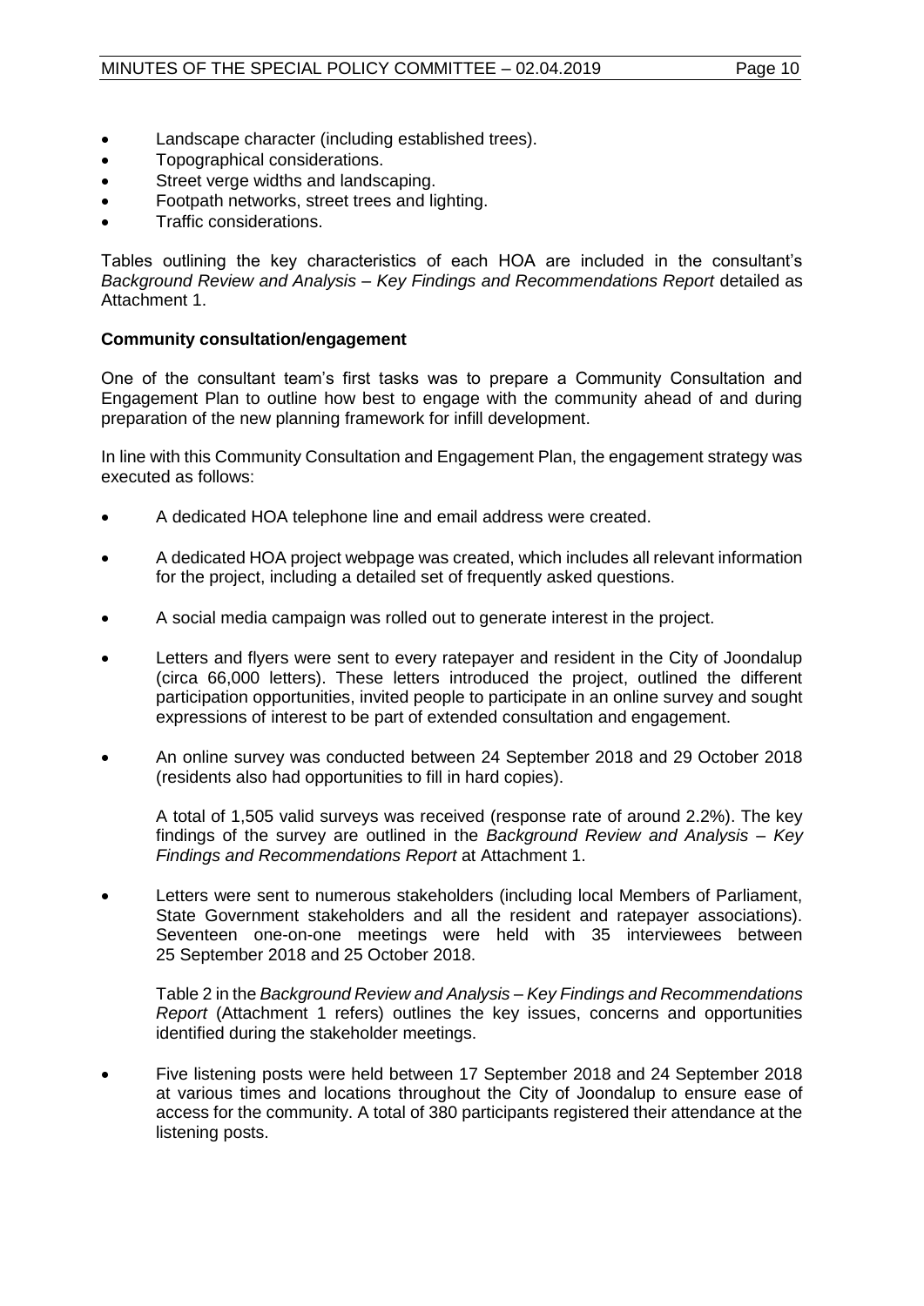- Landscape character (including established trees).
- Topographical considerations.
- Street verge widths and landscaping.
- Footpath networks, street trees and lighting.
- Traffic considerations.

Tables outlining the key characteristics of each HOA are included in the consultant's *Background Review and Analysis – Key Findings and Recommendations Report* detailed as Attachment 1.

**Community consultation/engagement**

One of the consultant team's first tasks was to prepare a Community Consultation and Engagement Plan to outline how best to engage with the community ahead of and during preparation of the new planning framework for infill development.

In line with this Community Consultation and Engagement Plan, the engagement strategy was executed as follows:

- A dedicated HOA telephone line and email address were created.
- A dedicated HOA project webpage was created, which includes all relevant information for the project, including a detailed set of frequently asked questions.
- A social media campaign was rolled out to generate interest in the project.
- Letters and flyers were sent to every ratepayer and resident in the City of Joondalup (circa 66,000 letters). These letters introduced the project, outlined the different participation opportunities, invited people to participate in an online survey and sought expressions of interest to be part of extended consultation and engagement.
- An online survey was conducted between 24 September 2018 and 29 October 2018 (residents also had opportunities to fill in hard copies).

  A total of 1,505 valid surveys was received (response rate of around 2.2%). The key findings of the survey are outlined in the *Background Review and Analysis – Key Findings and Recommendations Report* at Attachment 1.
- Letters were sent to numerous stakeholders (including local Members of Parliament, State Government stakeholders and all the resident and ratepayer associations). Seventeen one-on-one meetings were held with 35 interviewees between 25 September 2018 and 25 October 2018.

  Table 2 in the *Background Review and Analysis – Key Findings and Recommendations Report* (Attachment 1 refers) outlines the key issues, concerns and opportunities identified during the stakeholder meetings.
- Five listening posts were held between 17 September 2018 and 24 September 2018 at various times and locations throughout the City of Joondalup to ensure ease of access for the community. A total of 380 participants registered their attendance at the listening posts.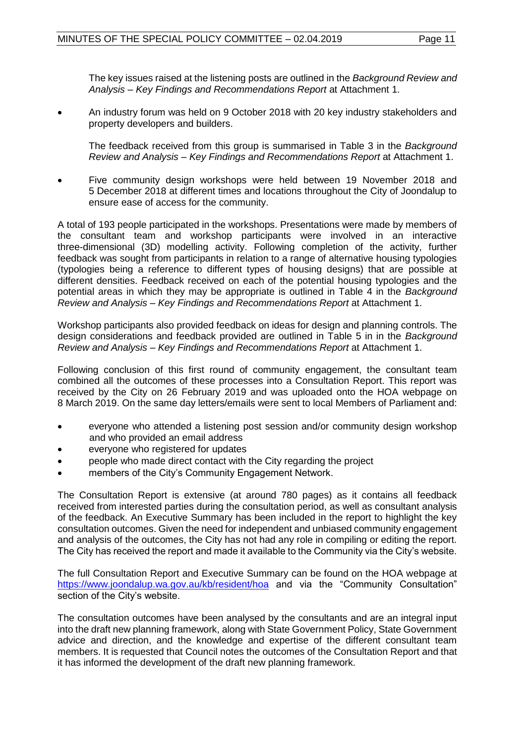The key issues raised at the listening posts are outlined in the *Background Review and Analysis – Key Findings and Recommendations Report* at Attachment 1.

- An industry forum was held on 9 October 2018 with 20 key industry stakeholders and property developers and builders.

  The feedback received from this group is summarised in Table 3 in the *Background Review and Analysis – Key Findings and Recommendations Report* at Attachment 1.

- Five community design workshops were held between 19 November 2018 and 5 December 2018 at different times and locations throughout the City of Joondalup to ensure ease of access for the community.

A total of 193 people participated in the workshops. Presentations were made by members of the consultant team and workshop participants were involved in an interactive three-dimensional (3D) modelling activity. Following completion of the activity, further feedback was sought from participants in relation to a range of alternative housing typologies (typologies being a reference to different types of housing designs) that are possible at different densities. Feedback received on each of the potential housing typologies and the potential areas in which they may be appropriate is outlined in Table 4 in the *Background Review and Analysis – Key Findings and Recommendations Report* at Attachment 1.

Workshop participants also provided feedback on ideas for design and planning controls. The design considerations and feedback provided are outlined in Table 5 in in the *Background Review and Analysis – Key Findings and Recommendations Report* at Attachment 1.

Following conclusion of this first round of community engagement, the consultant team combined all the outcomes of these processes into a Consultation Report. This report was received by the City on 26 February 2019 and was uploaded onto the HOA webpage on 8 March 2019. On the same day letters/emails were sent to local Members of Parliament and:

- everyone who attended a listening post session and/or community design workshop and who provided an email address
- everyone who registered for updates
- people who made direct contact with the City regarding the project
- members of the City's Community Engagement Network.

The Consultation Report is extensive (at around 780 pages) as it contains all feedback received from interested parties during the consultation period, as well as consultant analysis of the feedback. An Executive Summary has been included in the report to highlight the key consultation outcomes. Given the need for independent and unbiased community engagement and analysis of the outcomes, the City has not had any role in compiling or editing the report. The City has received the report and made it available to the Community via the City's website.

The full Consultation Report and Executive Summary can be found on the HOA webpage at https://www.joondalup.wa.gov.au/kb/resident/hoa and via the "Community Consultation" section of the City's website.

The consultation outcomes have been analysed by the consultants and are an integral input into the draft new planning framework, along with State Government Policy, State Government advice and direction, and the knowledge and expertise of the different consultant team members. It is requested that Council notes the outcomes of the Consultation Report and that it has informed the development of the draft new planning framework.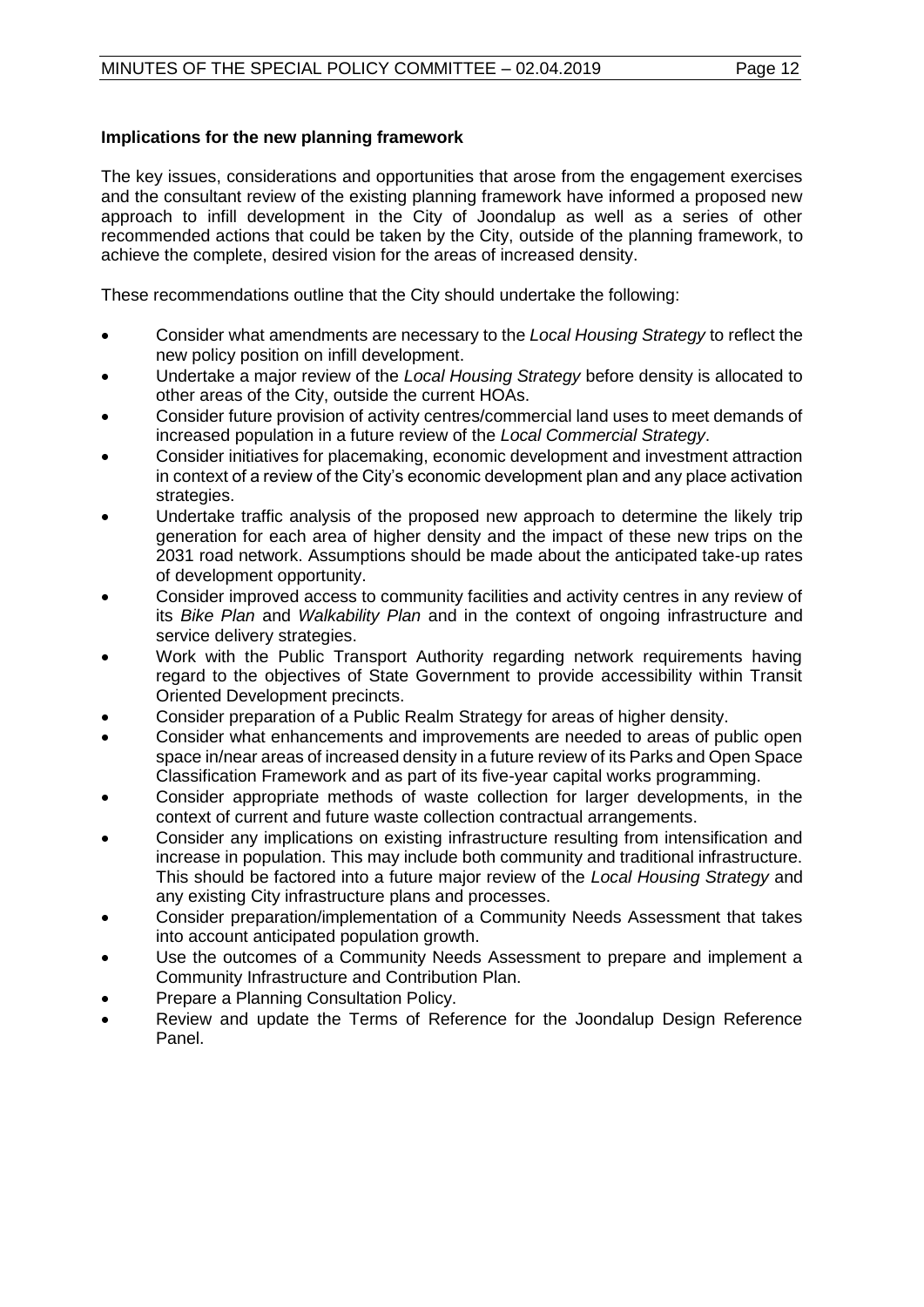**Implications for the new planning framework**

The key issues, considerations and opportunities that arose from the engagement exercises and the consultant review of the existing planning framework have informed a proposed new approach to infill development in the City of Joondalup as well as a series of other recommended actions that could be taken by the City, outside of the planning framework, to achieve the complete, desired vision for the areas of increased density.

These recommendations outline that the City should undertake the following:

- Consider what amendments are necessary to the *Local Housing Strategy* to reflect the new policy position on infill development.
- Undertake a major review of the *Local Housing Strategy* before density is allocated to other areas of the City, outside the current HOAs.
- Consider future provision of activity centres/commercial land uses to meet demands of increased population in a future review of the *Local Commercial Strategy*.
- Consider initiatives for placemaking, economic development and investment attraction in context of a review of the City's economic development plan and any place activation strategies.
- Undertake traffic analysis of the proposed new approach to determine the likely trip generation for each area of higher density and the impact of these new trips on the 2031 road network. Assumptions should be made about the anticipated take-up rates of development opportunity.
- Consider improved access to community facilities and activity centres in any review of its *Bike Plan* and *Walkability Plan* and in the context of ongoing infrastructure and service delivery strategies.
- Work with the Public Transport Authority regarding network requirements having regard to the objectives of State Government to provide accessibility within Transit Oriented Development precincts.
- Consider preparation of a Public Realm Strategy for areas of higher density.
- Consider what enhancements and improvements are needed to areas of public open space in/near areas of increased density in a future review of its Parks and Open Space Classification Framework and as part of its five-year capital works programming.
- Consider appropriate methods of waste collection for larger developments, in the context of current and future waste collection contractual arrangements.
- Consider any implications on existing infrastructure resulting from intensification and increase in population. This may include both community and traditional infrastructure. This should be factored into a future major review of the *Local Housing Strategy* and any existing City infrastructure plans and processes.
- Consider preparation/implementation of a Community Needs Assessment that takes into account anticipated population growth.
- Use the outcomes of a Community Needs Assessment to prepare and implement a Community Infrastructure and Contribution Plan.
- Prepare a Planning Consultation Policy.
- Review and update the Terms of Reference for the Joondalup Design Reference Panel.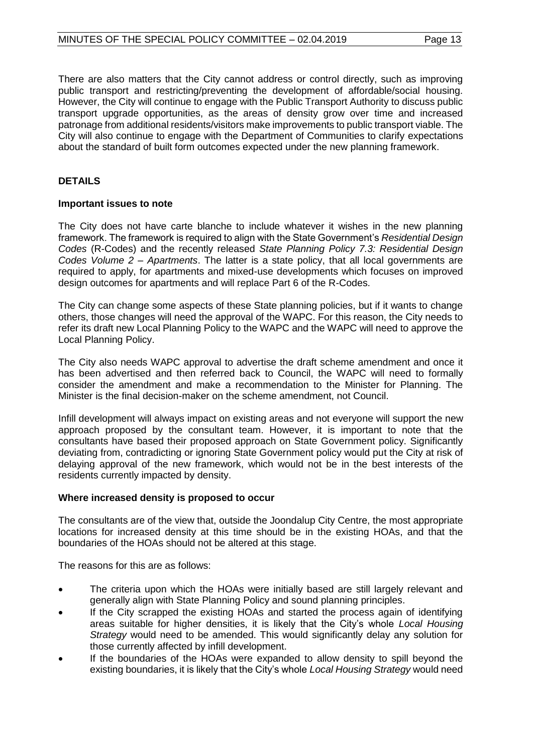There are also matters that the City cannot address or control directly, such as improving public transport and restricting/preventing the development of affordable/social housing. However, the City will continue to engage with the Public Transport Authority to discuss public transport upgrade opportunities, as the areas of density grow over time and increased patronage from additional residents/visitors make improvements to public transport viable. The City will also continue to engage with the Department of Communities to clarify expectations about the standard of built form outcomes expected under the new planning framework.

## DETAILS

### Important issues to note

The City does not have carte blanche to include whatever it wishes in the new planning framework. The framework is required to align with the State Government's *Residential Design Codes* (R-Codes) and the recently released *State Planning Policy 7.3: Residential Design Codes Volume 2 – Apartments*. The latter is a state policy, that all local governments are required to apply, for apartments and mixed-use developments which focuses on improved design outcomes for apartments and will replace Part 6 of the R-Codes.

The City can change some aspects of these State planning policies, but if it wants to change others, those changes will need the approval of the WAPC. For this reason, the City needs to refer its draft new Local Planning Policy to the WAPC and the WAPC will need to approve the Local Planning Policy.

The City also needs WAPC approval to advertise the draft scheme amendment and once it has been advertised and then referred back to Council, the WAPC will need to formally consider the amendment and make a recommendation to the Minister for Planning. The Minister is the final decision-maker on the scheme amendment, not Council.

Infill development will always impact on existing areas and not everyone will support the new approach proposed by the consultant team. However, it is important to note that the consultants have based their proposed approach on State Government policy. Significantly deviating from, contradicting or ignoring State Government policy would put the City at risk of delaying approval of the new framework, which would not be in the best interests of the residents currently impacted by density.

### Where increased density is proposed to occur

The consultants are of the view that, outside the Joondalup City Centre, the most appropriate locations for increased density at this time should be in the existing HOAs, and that the boundaries of the HOAs should not be altered at this stage.

The reasons for this are as follows:

- The criteria upon which the HOAs were initially based are still largely relevant and generally align with State Planning Policy and sound planning principles.
- If the City scrapped the existing HOAs and started the process again of identifying areas suitable for higher densities, it is likely that the City's whole *Local Housing Strategy* would need to be amended. This would significantly delay any solution for those currently affected by infill development.
- If the boundaries of the HOAs were expanded to allow density to spill beyond the existing boundaries, it is likely that the City's whole *Local Housing Strategy* would need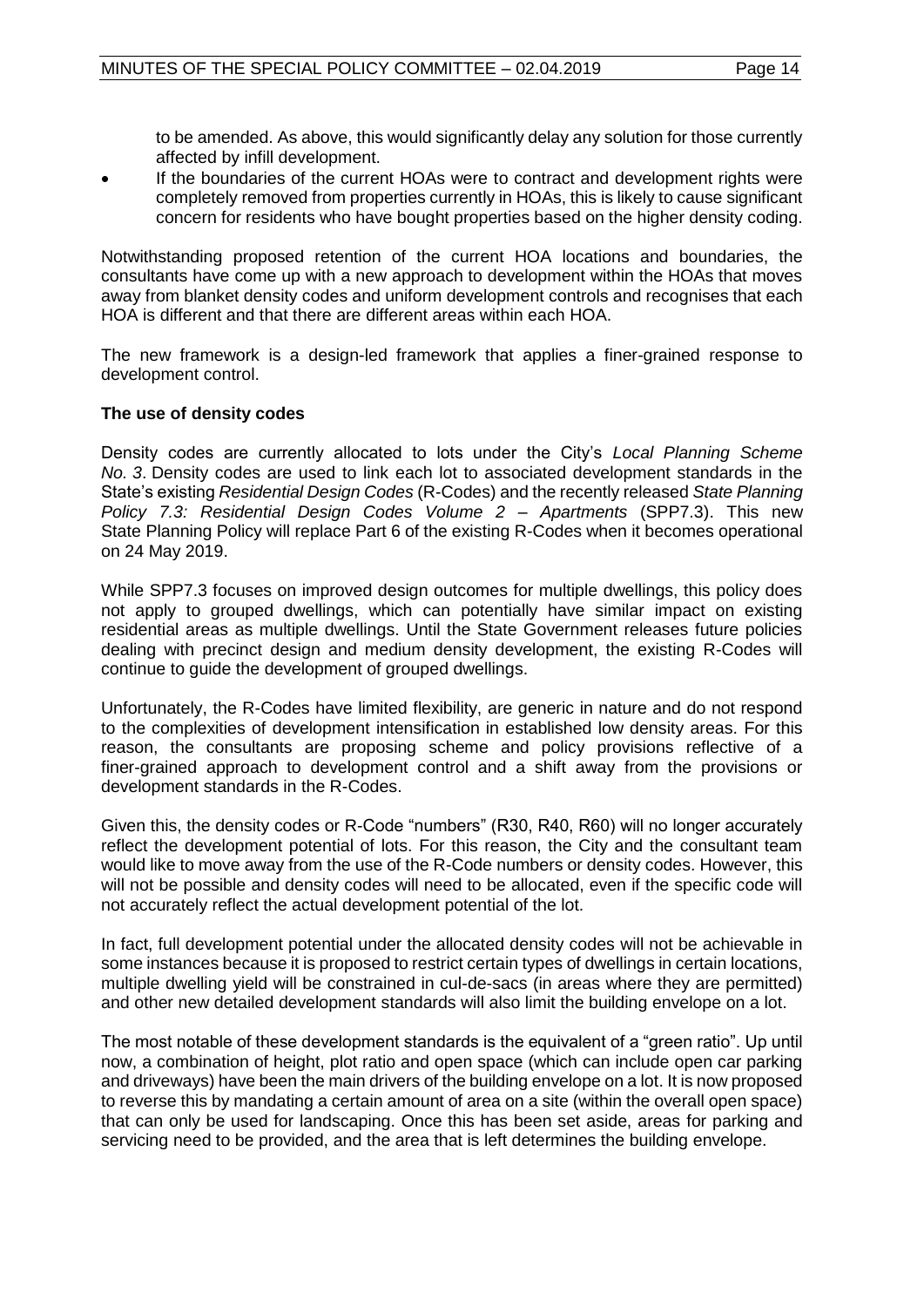to be amended. As above, this would significantly delay any solution for those currently affected by infill development.

- If the boundaries of the current HOAs were to contract and development rights were completely removed from properties currently in HOAs, this is likely to cause significant concern for residents who have bought properties based on the higher density coding.

Notwithstanding proposed retention of the current HOA locations and boundaries, the consultants have come up with a new approach to development within the HOAs that moves away from blanket density codes and uniform development controls and recognises that each HOA is different and that there are different areas within each HOA.

The new framework is a design-led framework that applies a finer-grained response to development control.

**The use of density codes**

Density codes are currently allocated to lots under the City's *Local Planning Scheme No. 3*. Density codes are used to link each lot to associated development standards in the State's existing *Residential Design Codes* (R-Codes) and the recently released *State Planning Policy 7.3: Residential Design Codes Volume 2 – Apartments* (SPP7.3). This new State Planning Policy will replace Part 6 of the existing R-Codes when it becomes operational on 24 May 2019.

While SPP7.3 focuses on improved design outcomes for multiple dwellings, this policy does not apply to grouped dwellings, which can potentially have similar impact on existing residential areas as multiple dwellings. Until the State Government releases future policies dealing with precinct design and medium density development, the existing R-Codes will continue to guide the development of grouped dwellings.

Unfortunately, the R-Codes have limited flexibility, are generic in nature and do not respond to the complexities of development intensification in established low density areas. For this reason, the consultants are proposing scheme and policy provisions reflective of a finer-grained approach to development control and a shift away from the provisions or development standards in the R-Codes.

Given this, the density codes or R-Code "numbers" (R30, R40, R60) will no longer accurately reflect the development potential of lots. For this reason, the City and the consultant team would like to move away from the use of the R-Code numbers or density codes. However, this will not be possible and density codes will need to be allocated, even if the specific code will not accurately reflect the actual development potential of the lot.

In fact, full development potential under the allocated density codes will not be achievable in some instances because it is proposed to restrict certain types of dwellings in certain locations, multiple dwelling yield will be constrained in cul-de-sacs (in areas where they are permitted) and other new detailed development standards will also limit the building envelope on a lot.

The most notable of these development standards is the equivalent of a "green ratio". Up until now, a combination of height, plot ratio and open space (which can include open car parking and driveways) have been the main drivers of the building envelope on a lot. It is now proposed to reverse this by mandating a certain amount of area on a site (within the overall open space) that can only be used for landscaping. Once this has been set aside, areas for parking and servicing need to be provided, and the area that is left determines the building envelope.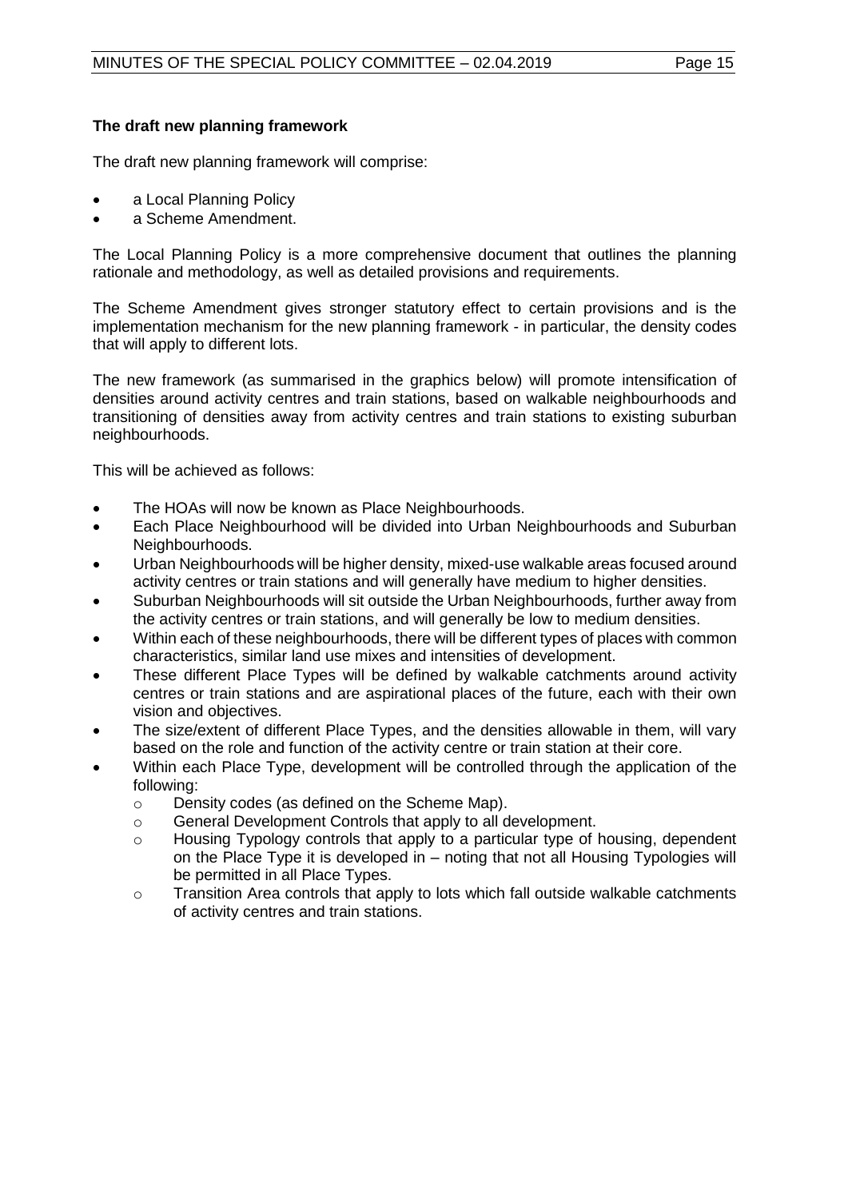**The draft new planning framework**

The draft new planning framework will comprise:

- a Local Planning Policy
- a Scheme Amendment.

The Local Planning Policy is a more comprehensive document that outlines the planning rationale and methodology, as well as detailed provisions and requirements.

The Scheme Amendment gives stronger statutory effect to certain provisions and is the implementation mechanism for the new planning framework - in particular, the density codes that will apply to different lots.

The new framework (as summarised in the graphics below) will promote intensification of densities around activity centres and train stations, based on walkable neighbourhoods and transitioning of densities away from activity centres and train stations to existing suburban neighbourhoods.

This will be achieved as follows:

- The HOAs will now be known as Place Neighbourhoods.
- Each Place Neighbourhood will be divided into Urban Neighbourhoods and Suburban Neighbourhoods.
- Urban Neighbourhoods will be higher density, mixed-use walkable areas focused around activity centres or train stations and will generally have medium to higher densities.
- Suburban Neighbourhoods will sit outside the Urban Neighbourhoods, further away from the activity centres or train stations, and will generally be low to medium densities.
- Within each of these neighbourhoods, there will be different types of places with common characteristics, similar land use mixes and intensities of development.
- These different Place Types will be defined by walkable catchments around activity centres or train stations and are aspirational places of the future, each with their own vision and objectives.
- The size/extent of different Place Types, and the densities allowable in them, will vary based on the role and function of the activity centre or train station at their core.
- Within each Place Type, development will be controlled through the application of the following:
  - Density codes (as defined on the Scheme Map).
  - General Development Controls that apply to all development.
  - Housing Typology controls that apply to a particular type of housing, dependent on the Place Type it is developed in – noting that not all Housing Typologies will be permitted in all Place Types.
  - Transition Area controls that apply to lots which fall outside walkable catchments of activity centres and train stations.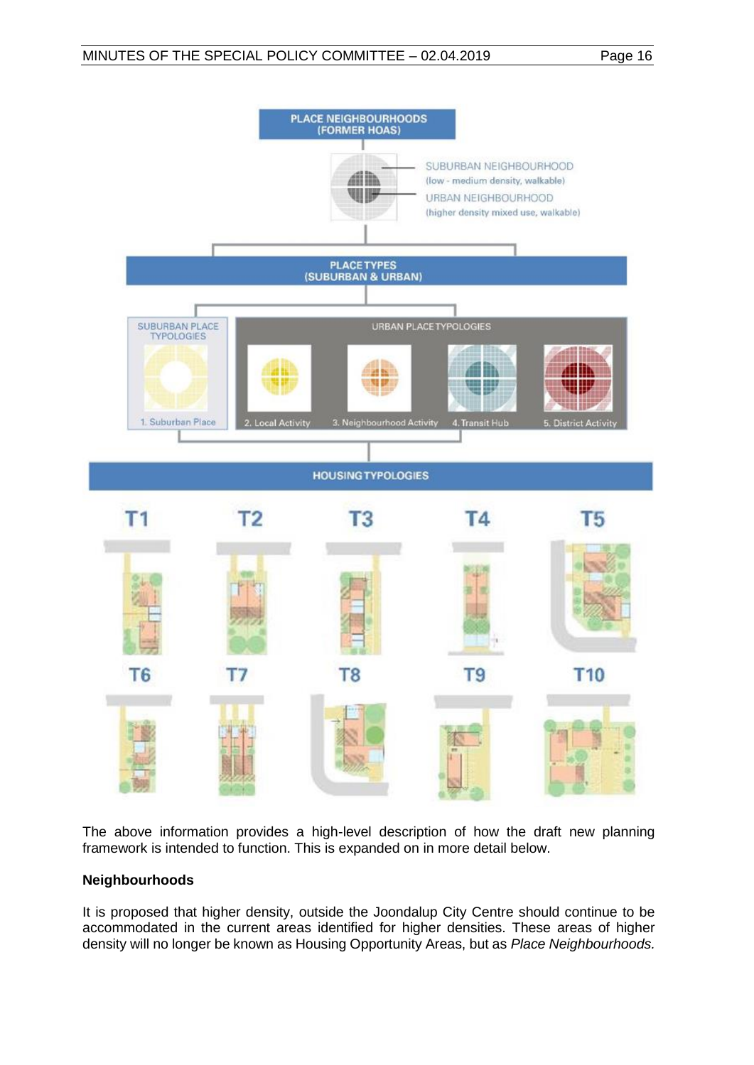PLACE NEIGHBOURHOODS (FORMER HOAS)

SUBURBAN NEIGHBOURHOOD (low - medium density, walkable)

URBAN NEIGHBOURHOOD (higher density mixed use, walkable)

PLACE TYPES (SUBURBAN & URBAN)

SUBURBAN PLACE TYPOLOGIES

1. Suburban Place

URBAN PLACE TYPOLOGIES

2. Local Activity

3. Neighbourhood Activity

4. Transit Hub

5. District Activity

HOUSING TYPOLOGIES

T1 T2 T3 T4 T5

T6 T7 T8 T9 T10

The above information provides a high-level description of how the draft new planning framework is intended to function. This is expanded on in more detail below.

**Neighbourhoods**

It is proposed that higher density, outside the Joondalup City Centre should continue to be accommodated in the current areas identified for higher densities. These areas of higher density will no longer be known as Housing Opportunity Areas, but as *Place Neighbourhoods.*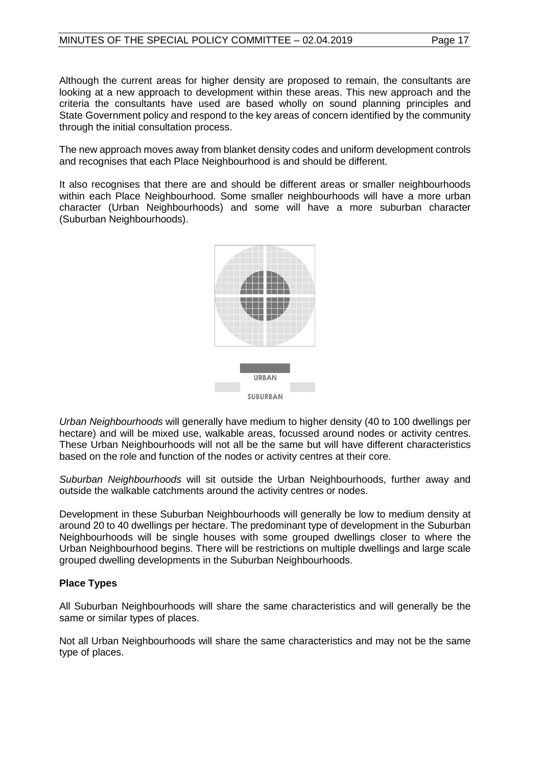Although the current areas for higher density are proposed to remain, the consultants are looking at a new approach to development within these areas. This new approach and the criteria the consultants have used are based wholly on sound planning principles and State Government policy and respond to the key areas of concern identified by the community through the initial consultation process.

The new approach moves away from blanket density codes and uniform development controls and recognises that each Place Neighbourhood is and should be different.

It also recognises that there are and should be different areas or smaller neighbourhoods within each Place Neighbourhood. Some smaller neighbourhoods will have a more urban character (Urban Neighbourhoods) and some will have a more suburban character (Suburban Neighbourhoods).

URBAN

SUBURBAN

*Urban Neighbourhoods* will generally have medium to higher density (40 to 100 dwellings per hectare) and will be mixed use, walkable areas, focussed around nodes or activity centres. These Urban Neighbourhoods will not all be the same but will have different characteristics based on the role and function of the nodes or activity centres at their core.

*Suburban Neighbourhoods* will sit outside the Urban Neighbourhoods, further away and outside the walkable catchments around the activity centres or nodes.

Development in these Suburban Neighbourhoods will generally be low to medium density at around 20 to 40 dwellings per hectare. The predominant type of development in the Suburban Neighbourhoods will be single houses with some grouped dwellings closer to where the Urban Neighbourhood begins. There will be restrictions on multiple dwellings and large scale grouped dwelling developments in the Suburban Neighbourhoods.

**Place Types**

All Suburban Neighbourhoods will share the same characteristics and will generally be the same or similar types of places.

Not all Urban Neighbourhoods will share the same characteristics and may not be the same type of places.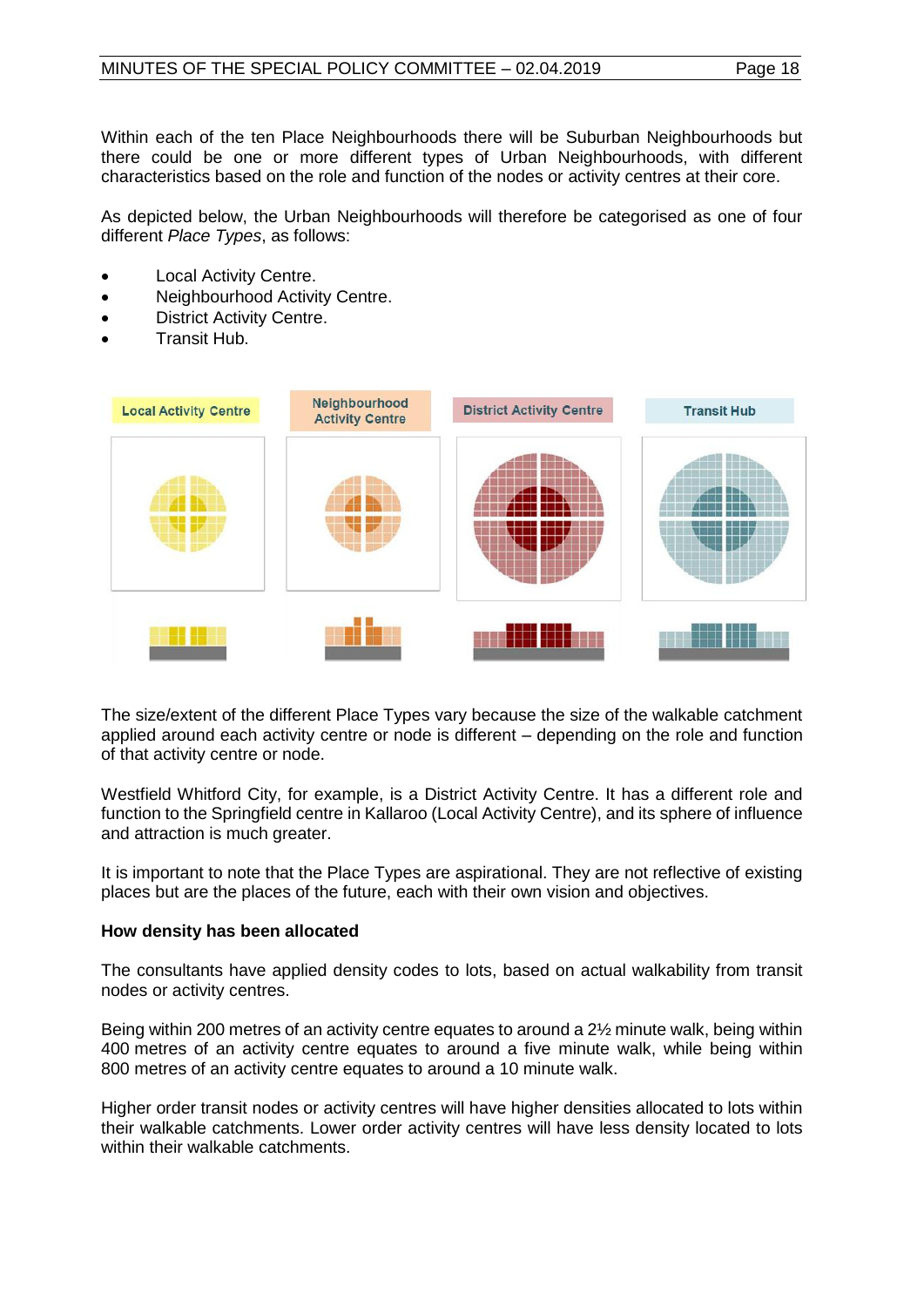Within each of the ten Place Neighbourhoods there will be Suburban Neighbourhoods but there could be one or more different types of Urban Neighbourhoods, with different characteristics based on the role and function of the nodes or activity centres at their core.

As depicted below, the Urban Neighbourhoods will therefore be categorised as one of four different *Place Types*, as follows:

- Local Activity Centre.
- Neighbourhood Activity Centre.
- District Activity Centre.
- Transit Hub.

Local Activity Centre | Neighbourhood Activity Centre | District Activity Centre | Transit Hub

The size/extent of the different Place Types vary because the size of the walkable catchment applied around each activity centre or node is different – depending on the role and function of that activity centre or node.

Westfield Whitford City, for example, is a District Activity Centre. It has a different role and function to the Springfield centre in Kallaroo (Local Activity Centre), and its sphere of influence and attraction is much greater.

It is important to note that the Place Types are aspirational. They are not reflective of existing places but are the places of the future, each with their own vision and objectives.

**How density has been allocated**

The consultants have applied density codes to lots, based on actual walkability from transit nodes or activity centres.

Being within 200 metres of an activity centre equates to around a 2½ minute walk, being within 400 metres of an activity centre equates to around a five minute walk, while being within 800 metres of an activity centre equates to around a 10 minute walk.

Higher order transit nodes or activity centres will have higher densities allocated to lots within their walkable catchments. Lower order activity centres will have less density located to lots within their walkable catchments.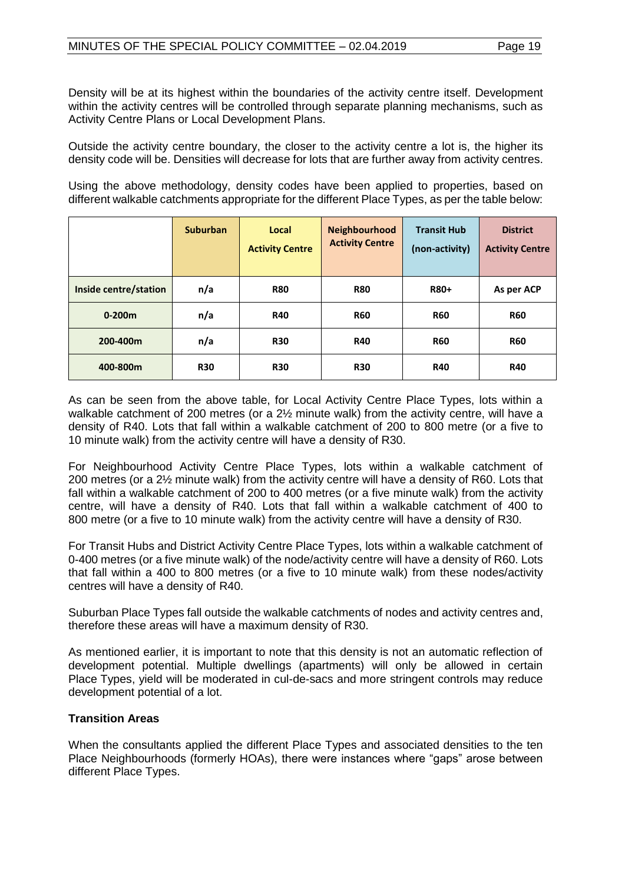Density will be at its highest within the boundaries of the activity centre itself. Development within the activity centres will be controlled through separate planning mechanisms, such as Activity Centre Plans or Local Development Plans.

Outside the activity centre boundary, the closer to the activity centre a lot is, the higher its density code will be. Densities will decrease for lots that are further away from activity centres.

Using the above methodology, density codes have been applied to properties, based on different walkable catchments appropriate for the different Place Types, as per the table below:

| | Suburban | Local Activity Centre | Neighbourhood Activity Centre | Transit Hub (non-activity) | District Activity Centre |
|---|---|---|---|---|---|
| **Inside centre/station** | n/a | R80 | R80 | R80+ | As per ACP |
| **0-200m** | n/a | R40 | R60 | R60 | R60 |
| **200-400m** | n/a | R30 | R40 | R60 | R60 |
| **400-800m** | R30 | R30 | R30 | R40 | R40 |

As can be seen from the above table, for Local Activity Centre Place Types, lots within a walkable catchment of 200 metres (or a 2½ minute walk) from the activity centre, will have a density of R40. Lots that fall within a walkable catchment of 200 to 800 metre (or a five to 10 minute walk) from the activity centre will have a density of R30.

For Neighbourhood Activity Centre Place Types, lots within a walkable catchment of 200 metres (or a 2½ minute walk) from the activity centre will have a density of R60. Lots that fall within a walkable catchment of 200 to 400 metres (or a five minute walk) from the activity centre, will have a density of R40. Lots that fall within a walkable catchment of 400 to 800 metre (or a five to 10 minute walk) from the activity centre will have a density of R30.

For Transit Hubs and District Activity Centre Place Types, lots within a walkable catchment of 0-400 metres (or a five minute walk) of the node/activity centre will have a density of R60. Lots that fall within a 400 to 800 metres (or a five to 10 minute walk) from these nodes/activity centres will have a density of R40.

Suburban Place Types fall outside the walkable catchments of nodes and activity centres and, therefore these areas will have a maximum density of R30.

As mentioned earlier, it is important to note that this density is not an automatic reflection of development potential. Multiple dwellings (apartments) will only be allowed in certain Place Types, yield will be moderated in cul-de-sacs and more stringent controls may reduce development potential of a lot.

**Transition Areas**

When the consultants applied the different Place Types and associated densities to the ten Place Neighbourhoods (formerly HOAs), there were instances where "gaps" arose between different Place Types.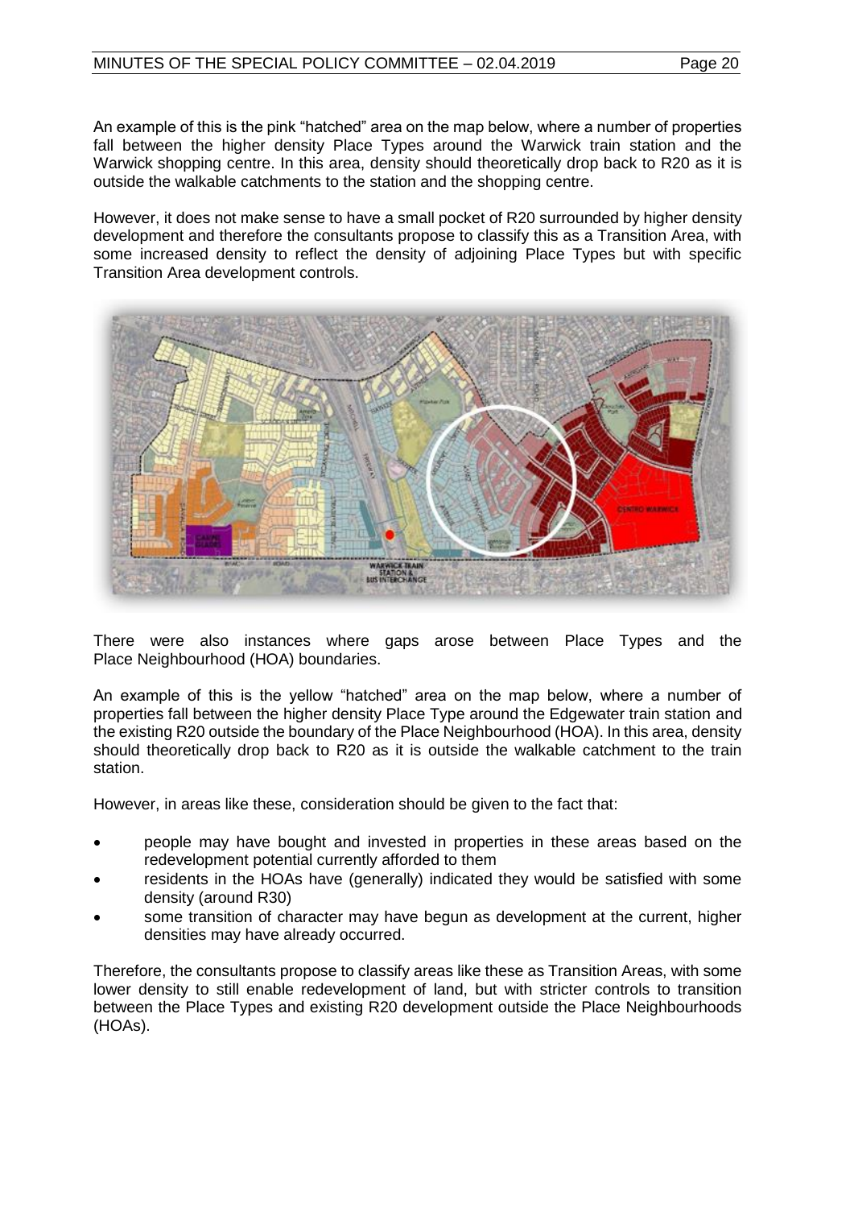An example of this is the pink "hatched" area on the map below, where a number of properties fall between the higher density Place Types around the Warwick train station and the Warwick shopping centre. In this area, density should theoretically drop back to R20 as it is outside the walkable catchments to the station and the shopping centre.

However, it does not make sense to have a small pocket of R20 surrounded by higher density development and therefore the consultants propose to classify this as a Transition Area, with some increased density to reflect the density of adjoining Place Types but with specific Transition Area development controls.

There were also instances where gaps arose between Place Types and the Place Neighbourhood (HOA) boundaries.

An example of this is the yellow "hatched" area on the map below, where a number of properties fall between the higher density Place Type around the Edgewater train station and the existing R20 outside the boundary of the Place Neighbourhood (HOA). In this area, density should theoretically drop back to R20 as it is outside the walkable catchment to the train station.

However, in areas like these, consideration should be given to the fact that:

- people may have bought and invested in properties in these areas based on the redevelopment potential currently afforded to them
- residents in the HOAs have (generally) indicated they would be satisfied with some density (around R30)
- some transition of character may have begun as development at the current, higher densities may have already occurred.

Therefore, the consultants propose to classify areas like these as Transition Areas, with some lower density to still enable redevelopment of land, but with stricter controls to transition between the Place Types and existing R20 development outside the Place Neighbourhoods (HOAs).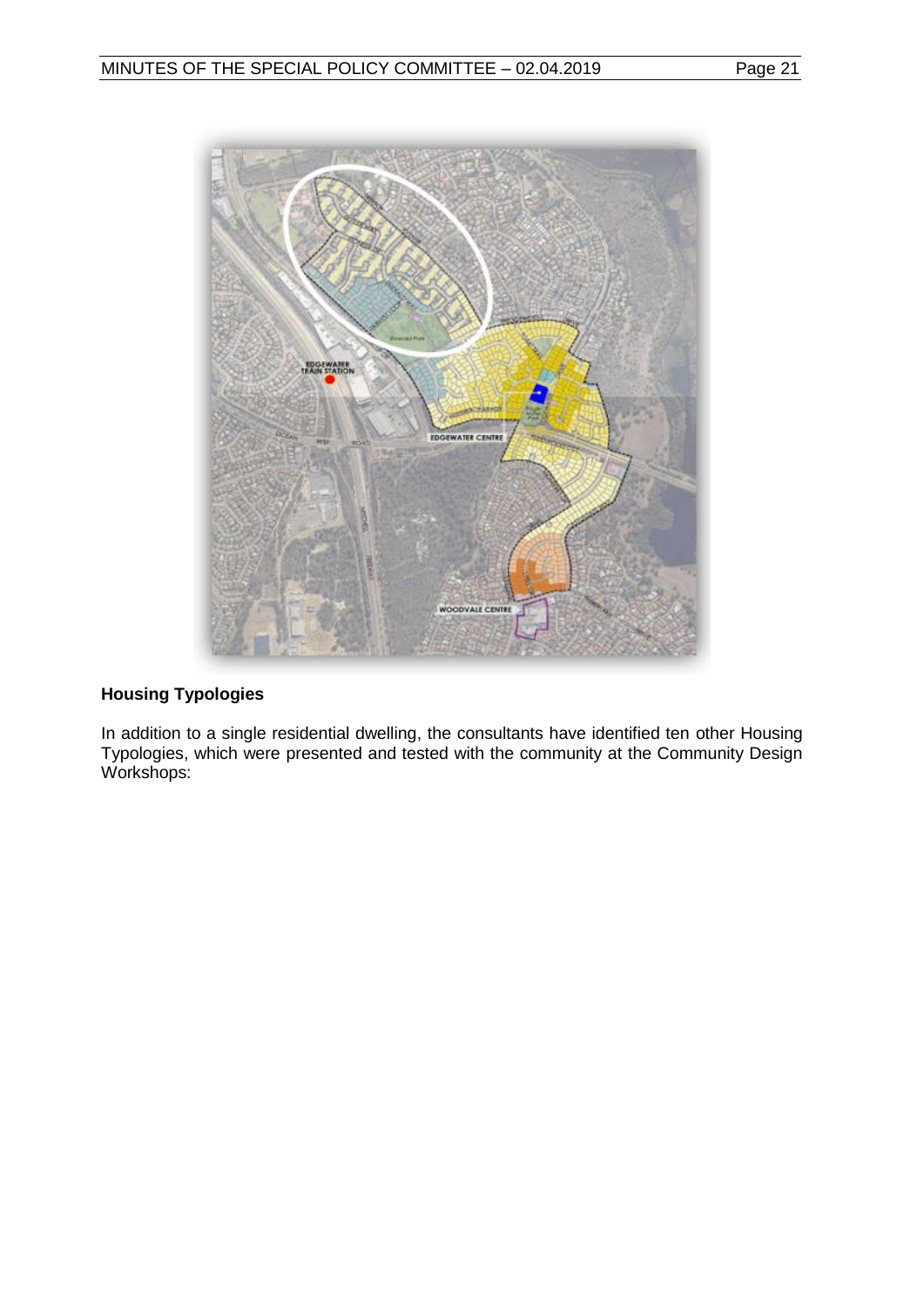## Housing Typologies

In addition to a single residential dwelling, the consultants have identified ten other Housing Typologies, which were presented and tested with the community at the Community Design Workshops: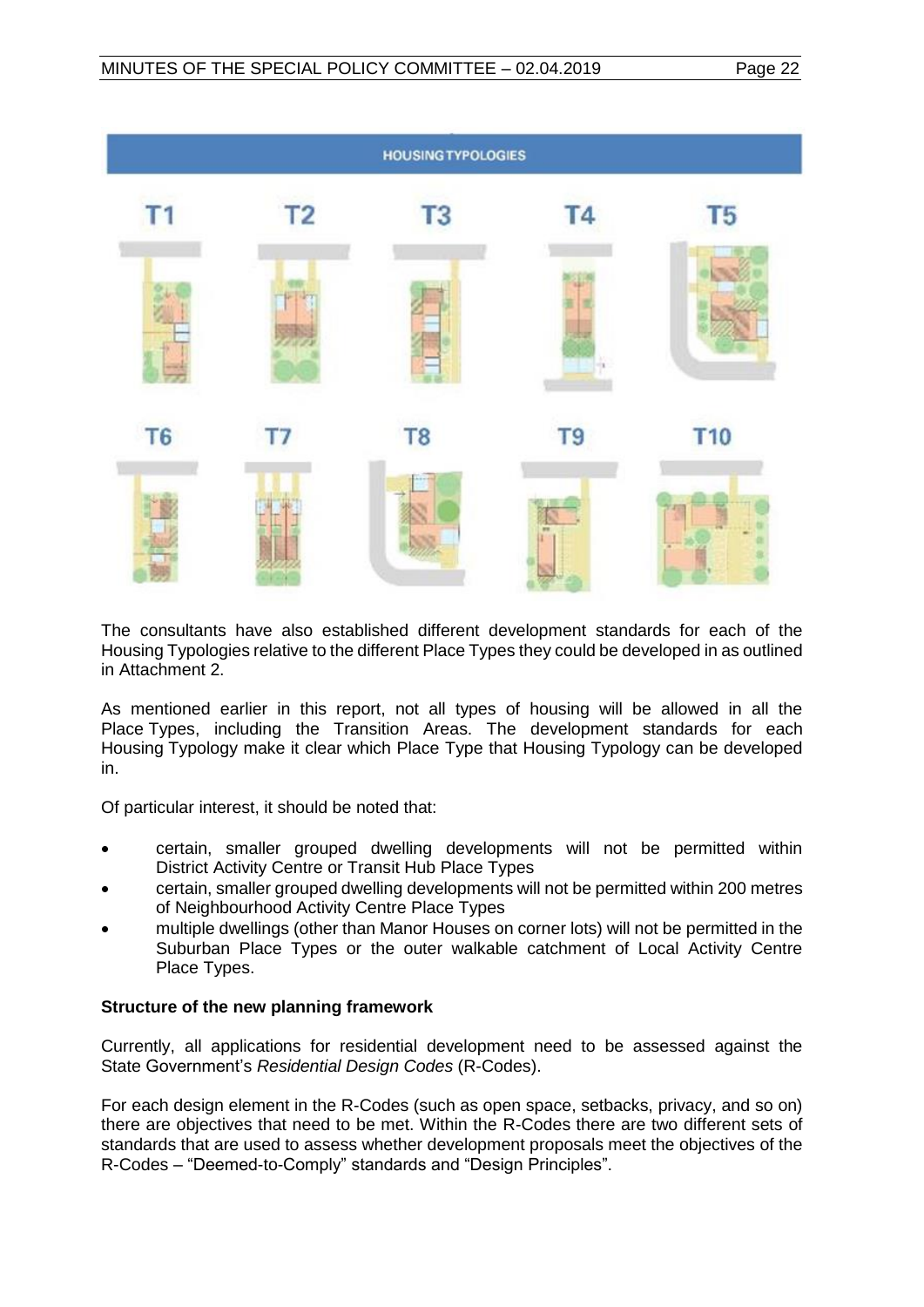HOUSING TYPOLOGIES

T1 T2 T3 T4 T5

T6 T7 T8 T9 T10

The consultants have also established different development standards for each of the Housing Typologies relative to the different Place Types they could be developed in as outlined in Attachment 2.

As mentioned earlier in this report, not all types of housing will be allowed in all the Place Types, including the Transition Areas. The development standards for each Housing Typology make it clear which Place Type that Housing Typology can be developed in.

Of particular interest, it should be noted that:

- certain, smaller grouped dwelling developments will not be permitted within District Activity Centre or Transit Hub Place Types
- certain, smaller grouped dwelling developments will not be permitted within 200 metres of Neighbourhood Activity Centre Place Types
- multiple dwellings (other than Manor Houses on corner lots) will not be permitted in the Suburban Place Types or the outer walkable catchment of Local Activity Centre Place Types.

**Structure of the new planning framework**

Currently, all applications for residential development need to be assessed against the State Government's *Residential Design Codes* (R-Codes).

For each design element in the R-Codes (such as open space, setbacks, privacy, and so on) there are objectives that need to be met. Within the R-Codes there are two different sets of standards that are used to assess whether development proposals meet the objectives of the R-Codes – "Deemed-to-Comply" standards and "Design Principles".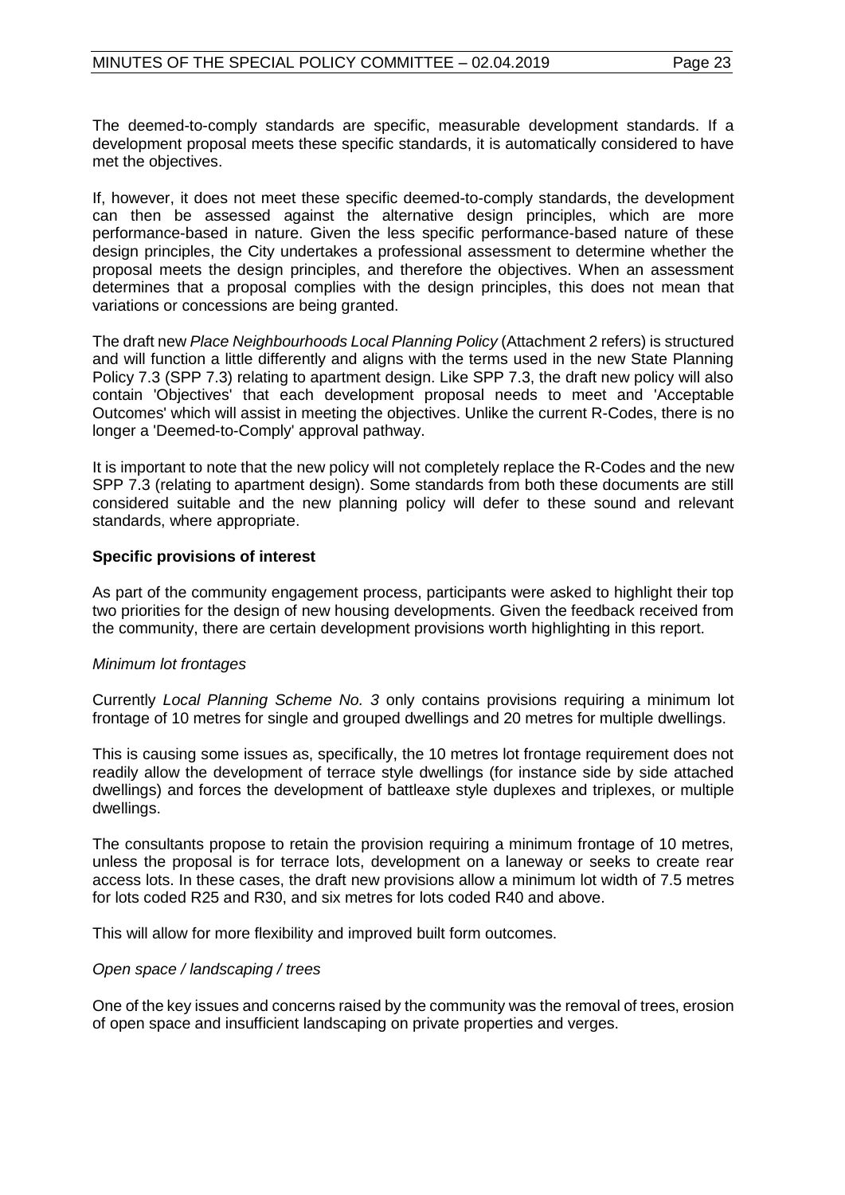The deemed-to-comply standards are specific, measurable development standards. If a development proposal meets these specific standards, it is automatically considered to have met the objectives.

If, however, it does not meet these specific deemed-to-comply standards, the development can then be assessed against the alternative design principles, which are more performance-based in nature. Given the less specific performance-based nature of these design principles, the City undertakes a professional assessment to determine whether the proposal meets the design principles, and therefore the objectives. When an assessment determines that a proposal complies with the design principles, this does not mean that variations or concessions are being granted.

The draft new *Place Neighbourhoods Local Planning Policy* (Attachment 2 refers) is structured and will function a little differently and aligns with the terms used in the new State Planning Policy 7.3 (SPP 7.3) relating to apartment design. Like SPP 7.3, the draft new policy will also contain 'Objectives' that each development proposal needs to meet and 'Acceptable Outcomes' which will assist in meeting the objectives. Unlike the current R-Codes, there is no longer a 'Deemed-to-Comply' approval pathway.

It is important to note that the new policy will not completely replace the R-Codes and the new SPP 7.3 (relating to apartment design). Some standards from both these documents are still considered suitable and the new planning policy will defer to these sound and relevant standards, where appropriate.

**Specific provisions of interest**

As part of the community engagement process, participants were asked to highlight their top two priorities for the design of new housing developments. Given the feedback received from the community, there are certain development provisions worth highlighting in this report.

*Minimum lot frontages*

Currently *Local Planning Scheme No. 3* only contains provisions requiring a minimum lot frontage of 10 metres for single and grouped dwellings and 20 metres for multiple dwellings.

This is causing some issues as, specifically, the 10 metres lot frontage requirement does not readily allow the development of terrace style dwellings (for instance side by side attached dwellings) and forces the development of battleaxe style duplexes and triplexes, or multiple dwellings.

The consultants propose to retain the provision requiring a minimum frontage of 10 metres, unless the proposal is for terrace lots, development on a laneway or seeks to create rear access lots. In these cases, the draft new provisions allow a minimum lot width of 7.5 metres for lots coded R25 and R30, and six metres for lots coded R40 and above.

This will allow for more flexibility and improved built form outcomes.

*Open space / landscaping / trees*

One of the key issues and concerns raised by the community was the removal of trees, erosion of open space and insufficient landscaping on private properties and verges.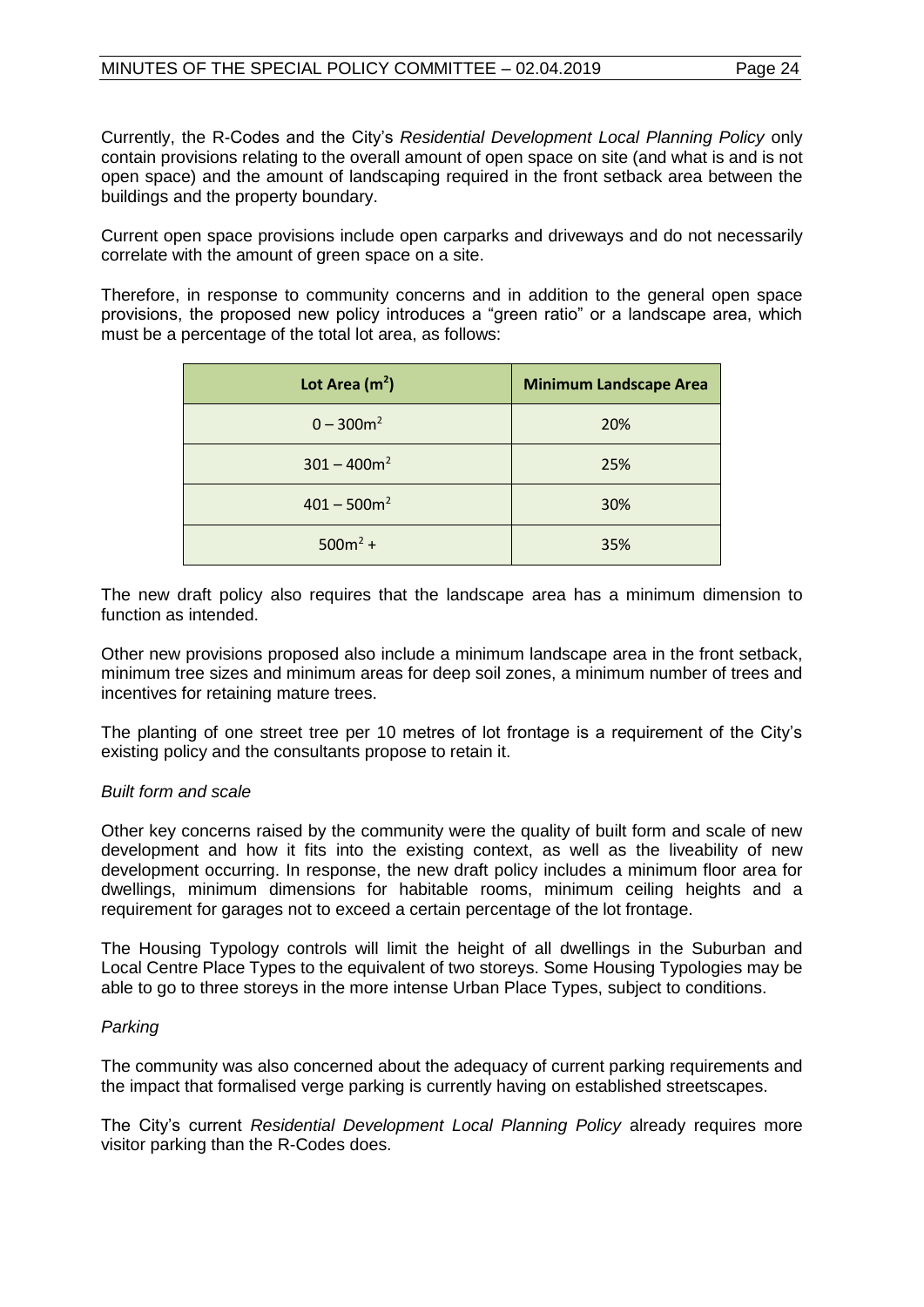Currently, the R-Codes and the City's *Residential Development Local Planning Policy* only contain provisions relating to the overall amount of open space on site (and what is and is not open space) and the amount of landscaping required in the front setback area between the buildings and the property boundary.

Current open space provisions include open carparks and driveways and do not necessarily correlate with the amount of green space on a site.

Therefore, in response to community concerns and in addition to the general open space provisions, the proposed new policy introduces a "green ratio" or a landscape area, which must be a percentage of the total lot area, as follows:

| Lot Area ($m^2$) | Minimum Landscape Area |
| --- | --- |
| $0 – 300m^2$ | 20% |
| $301 – 400m^2$ | 25% |
| $401 – 500m^2$ | 30% |
| $500m^2$ + | 35% |

The new draft policy also requires that the landscape area has a minimum dimension to function as intended.

Other new provisions proposed also include a minimum landscape area in the front setback, minimum tree sizes and minimum areas for deep soil zones, a minimum number of trees and incentives for retaining mature trees.

The planting of one street tree per 10 metres of lot frontage is a requirement of the City's existing policy and the consultants propose to retain it.

*Built form and scale*

Other key concerns raised by the community were the quality of built form and scale of new development and how it fits into the existing context, as well as the liveability of new development occurring. In response, the new draft policy includes a minimum floor area for dwellings, minimum dimensions for habitable rooms, minimum ceiling heights and a requirement for garages not to exceed a certain percentage of the lot frontage.

The Housing Typology controls will limit the height of all dwellings in the Suburban and Local Centre Place Types to the equivalent of two storeys. Some Housing Typologies may be able to go to three storeys in the more intense Urban Place Types, subject to conditions.

*Parking*

The community was also concerned about the adequacy of current parking requirements and the impact that formalised verge parking is currently having on established streetscapes.

The City's current *Residential Development Local Planning Policy* already requires more visitor parking than the R-Codes does.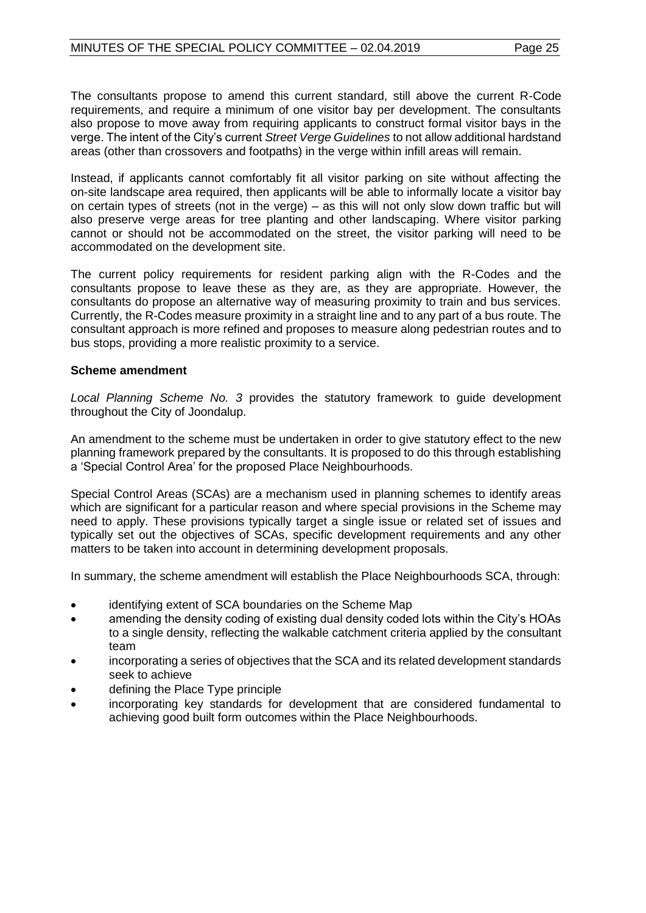The consultants propose to amend this current standard, still above the current R-Code requirements, and require a minimum of one visitor bay per development. The consultants also propose to move away from requiring applicants to construct formal visitor bays in the verge. The intent of the City's current *Street Verge Guidelines* to not allow additional hardstand areas (other than crossovers and footpaths) in the verge within infill areas will remain.

Instead, if applicants cannot comfortably fit all visitor parking on site without affecting the on-site landscape area required, then applicants will be able to informally locate a visitor bay on certain types of streets (not in the verge) – as this will not only slow down traffic but will also preserve verge areas for tree planting and other landscaping. Where visitor parking cannot or should not be accommodated on the street, the visitor parking will need to be accommodated on the development site.

The current policy requirements for resident parking align with the R-Codes and the consultants propose to leave these as they are, as they are appropriate. However, the consultants do propose an alternative way of measuring proximity to train and bus services. Currently, the R-Codes measure proximity in a straight line and to any part of a bus route. The consultant approach is more refined and proposes to measure along pedestrian routes and to bus stops, providing a more realistic proximity to a service.

**Scheme amendment**

*Local Planning Scheme No. 3* provides the statutory framework to guide development throughout the City of Joondalup.

An amendment to the scheme must be undertaken in order to give statutory effect to the new planning framework prepared by the consultants. It is proposed to do this through establishing a 'Special Control Area' for the proposed Place Neighbourhoods.

Special Control Areas (SCAs) are a mechanism used in planning schemes to identify areas which are significant for a particular reason and where special provisions in the Scheme may need to apply. These provisions typically target a single issue or related set of issues and typically set out the objectives of SCAs, specific development requirements and any other matters to be taken into account in determining development proposals.

In summary, the scheme amendment will establish the Place Neighbourhoods SCA, through:

- identifying extent of SCA boundaries on the Scheme Map
- amending the density coding of existing dual density coded lots within the City's HOAs to a single density, reflecting the walkable catchment criteria applied by the consultant team
- incorporating a series of objectives that the SCA and its related development standards seek to achieve
- defining the Place Type principle
- incorporating key standards for development that are considered fundamental to achieving good built form outcomes within the Place Neighbourhoods.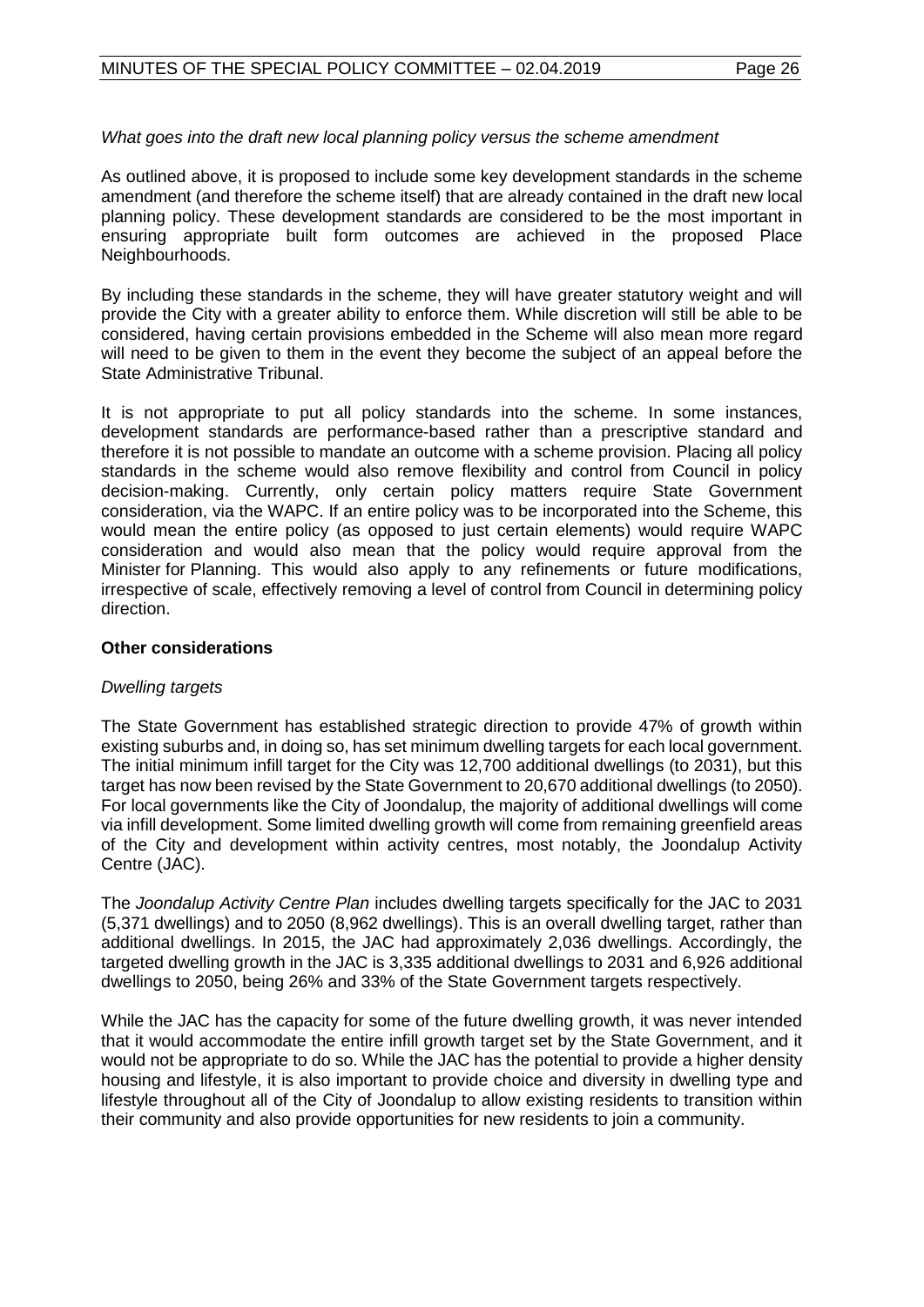*What goes into the draft new local planning policy versus the scheme amendment*

As outlined above, it is proposed to include some key development standards in the scheme amendment (and therefore the scheme itself) that are already contained in the draft new local planning policy. These development standards are considered to be the most important in ensuring appropriate built form outcomes are achieved in the proposed Place Neighbourhoods.

By including these standards in the scheme, they will have greater statutory weight and will provide the City with a greater ability to enforce them. While discretion will still be able to be considered, having certain provisions embedded in the Scheme will also mean more regard will need to be given to them in the event they become the subject of an appeal before the State Administrative Tribunal.

It is not appropriate to put all policy standards into the scheme. In some instances, development standards are performance-based rather than a prescriptive standard and therefore it is not possible to mandate an outcome with a scheme provision. Placing all policy standards in the scheme would also remove flexibility and control from Council in policy decision-making. Currently, only certain policy matters require State Government consideration, via the WAPC. If an entire policy was to be incorporated into the Scheme, this would mean the entire policy (as opposed to just certain elements) would require WAPC consideration and would also mean that the policy would require approval from the Minister for Planning. This would also apply to any refinements or future modifications, irrespective of scale, effectively removing a level of control from Council in determining policy direction.

**Other considerations**

*Dwelling targets*

The State Government has established strategic direction to provide 47% of growth within existing suburbs and, in doing so, has set minimum dwelling targets for each local government. The initial minimum infill target for the City was 12,700 additional dwellings (to 2031), but this target has now been revised by the State Government to 20,670 additional dwellings (to 2050). For local governments like the City of Joondalup, the majority of additional dwellings will come via infill development. Some limited dwelling growth will come from remaining greenfield areas of the City and development within activity centres, most notably, the Joondalup Activity Centre (JAC).

The *Joondalup Activity Centre Plan* includes dwelling targets specifically for the JAC to 2031 (5,371 dwellings) and to 2050 (8,962 dwellings). This is an overall dwelling target, rather than additional dwellings. In 2015, the JAC had approximately 2,036 dwellings. Accordingly, the targeted dwelling growth in the JAC is 3,335 additional dwellings to 2031 and 6,926 additional dwellings to 2050, being 26% and 33% of the State Government targets respectively.

While the JAC has the capacity for some of the future dwelling growth, it was never intended that it would accommodate the entire infill growth target set by the State Government, and it would not be appropriate to do so. While the JAC has the potential to provide a higher density housing and lifestyle, it is also important to provide choice and diversity in dwelling type and lifestyle throughout all of the City of Joondalup to allow existing residents to transition within their community and also provide opportunities for new residents to join a community.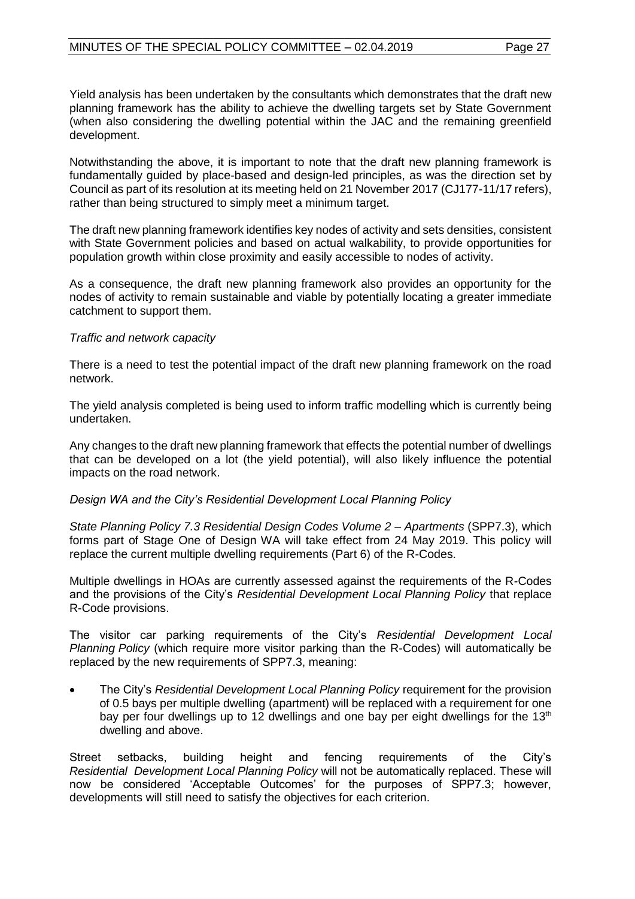Yield analysis has been undertaken by the consultants which demonstrates that the draft new planning framework has the ability to achieve the dwelling targets set by State Government (when also considering the dwelling potential within the JAC and the remaining greenfield development.

Notwithstanding the above, it is important to note that the draft new planning framework is fundamentally guided by place-based and design-led principles, as was the direction set by Council as part of its resolution at its meeting held on 21 November 2017 (CJ177-11/17 refers), rather than being structured to simply meet a minimum target.

The draft new planning framework identifies key nodes of activity and sets densities, consistent with State Government policies and based on actual walkability, to provide opportunities for population growth within close proximity and easily accessible to nodes of activity.

As a consequence, the draft new planning framework also provides an opportunity for the nodes of activity to remain sustainable and viable by potentially locating a greater immediate catchment to support them.

*Traffic and network capacity*

There is a need to test the potential impact of the draft new planning framework on the road network.

The yield analysis completed is being used to inform traffic modelling which is currently being undertaken.

Any changes to the draft new planning framework that effects the potential number of dwellings that can be developed on a lot (the yield potential), will also likely influence the potential impacts on the road network.

*Design WA and the City's Residential Development Local Planning Policy*

*State Planning Policy 7.3 Residential Design Codes Volume 2 – Apartments* (SPP7.3), which forms part of Stage One of Design WA will take effect from 24 May 2019. This policy will replace the current multiple dwelling requirements (Part 6) of the R-Codes.

Multiple dwellings in HOAs are currently assessed against the requirements of the R-Codes and the provisions of the City's *Residential Development Local Planning Policy* that replace R-Code provisions.

The visitor car parking requirements of the City's *Residential Development Local Planning Policy* (which require more visitor parking than the R-Codes) will automatically be replaced by the new requirements of SPP7.3, meaning:

- The City's *Residential Development Local Planning Policy* requirement for the provision of 0.5 bays per multiple dwelling (apartment) will be replaced with a requirement for one bay per four dwellings up to 12 dwellings and one bay per eight dwellings for the 13th dwelling and above.

Street setbacks, building height and fencing requirements of the City's *Residential Development Local Planning Policy* will not be automatically replaced. These will now be considered 'Acceptable Outcomes' for the purposes of SPP7.3; however, developments will still need to satisfy the objectives for each criterion.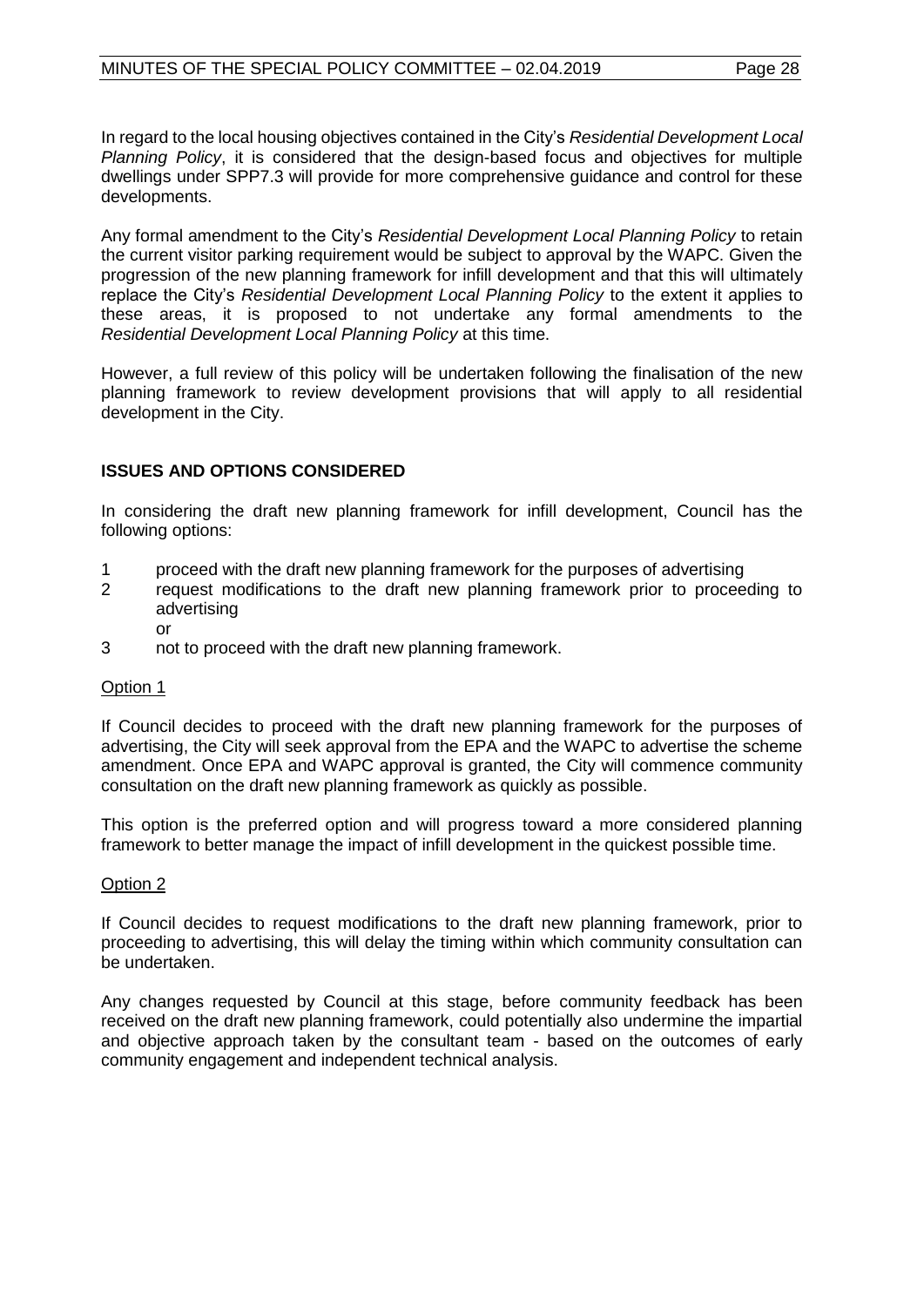In regard to the local housing objectives contained in the City's *Residential Development Local Planning Policy*, it is considered that the design-based focus and objectives for multiple dwellings under SPP7.3 will provide for more comprehensive guidance and control for these developments.

Any formal amendment to the City's *Residential Development Local Planning Policy* to retain the current visitor parking requirement would be subject to approval by the WAPC. Given the progression of the new planning framework for infill development and that this will ultimately replace the City's *Residential Development Local Planning Policy* to the extent it applies to these areas, it is proposed to not undertake any formal amendments to the *Residential Development Local Planning Policy* at this time.

However, a full review of this policy will be undertaken following the finalisation of the new planning framework to review development provisions that will apply to all residential development in the City.

## ISSUES AND OPTIONS CONSIDERED

In considering the draft new planning framework for infill development, Council has the following options:

1. proceed with the draft new planning framework for the purposes of advertising
2. request modifications to the draft new planning framework prior to proceeding to advertising
   or
3. not to proceed with the draft new planning framework.

### Option 1

If Council decides to proceed with the draft new planning framework for the purposes of advertising, the City will seek approval from the EPA and the WAPC to advertise the scheme amendment. Once EPA and WAPC approval is granted, the City will commence community consultation on the draft new planning framework as quickly as possible.

This option is the preferred option and will progress toward a more considered planning framework to better manage the impact of infill development in the quickest possible time.

### Option 2

If Council decides to request modifications to the draft new planning framework, prior to proceeding to advertising, this will delay the timing within which community consultation can be undertaken.

Any changes requested by Council at this stage, before community feedback has been received on the draft new planning framework, could potentially also undermine the impartial and objective approach taken by the consultant team - based on the outcomes of early community engagement and independent technical analysis.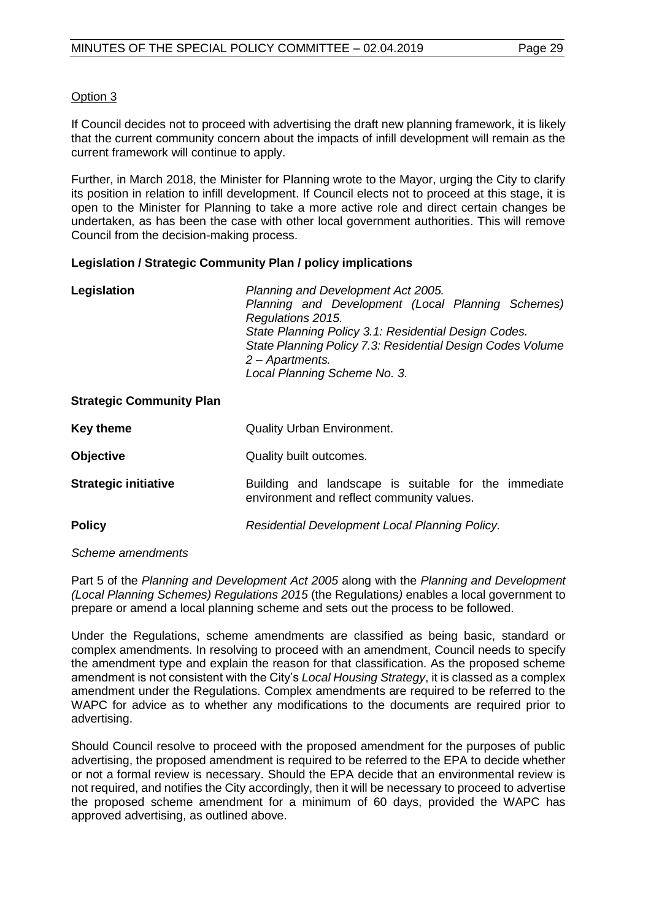Option 3

If Council decides not to proceed with advertising the draft new planning framework, it is likely that the current community concern about the impacts of infill development will remain as the current framework will continue to apply.

Further, in March 2018, the Minister for Planning wrote to the Mayor, urging the City to clarify its position in relation to infill development. If Council elects not to proceed at this stage, it is open to the Minister for Planning to take a more active role and direct certain changes be undertaken, as has been the case with other local government authorities. This will remove Council from the decision-making process.

**Legislation / Strategic Community Plan / policy implications**

| | |
|---|---|
| **Legislation** | *Planning and Development Act 2005.*<br>*Planning and Development (Local Planning Schemes) Regulations 2015.*<br>*State Planning Policy 3.1: Residential Design Codes.*<br>*State Planning Policy 7.3: Residential Design Codes Volume 2 – Apartments.*<br>*Local Planning Scheme No. 3.* |
| **Strategic Community Plan** | |
| **Key theme** | Quality Urban Environment. |
| **Objective** | Quality built outcomes. |
| **Strategic initiative** | Building and landscape is suitable for the immediate environment and reflect community values. |
| **Policy** | *Residential Development Local Planning Policy.* |

*Scheme amendments*

Part 5 of the *Planning and Development Act 2005* along with the *Planning and Development (Local Planning Schemes) Regulations 2015* (the Regulations) enables a local government to prepare or amend a local planning scheme and sets out the process to be followed.

Under the Regulations, scheme amendments are classified as being basic, standard or complex amendments. In resolving to proceed with an amendment, Council needs to specify the amendment type and explain the reason for that classification. As the proposed scheme amendment is not consistent with the City's *Local Housing Strategy*, it is classed as a complex amendment under the Regulations. Complex amendments are required to be referred to the WAPC for advice as to whether any modifications to the documents are required prior to advertising.

Should Council resolve to proceed with the proposed amendment for the purposes of public advertising, the proposed amendment is required to be referred to the EPA to decide whether or not a formal review is necessary. Should the EPA decide that an environmental review is not required, and notifies the City accordingly, then it will be necessary to proceed to advertise the proposed scheme amendment for a minimum of 60 days, provided the WAPC has approved advertising, as outlined above.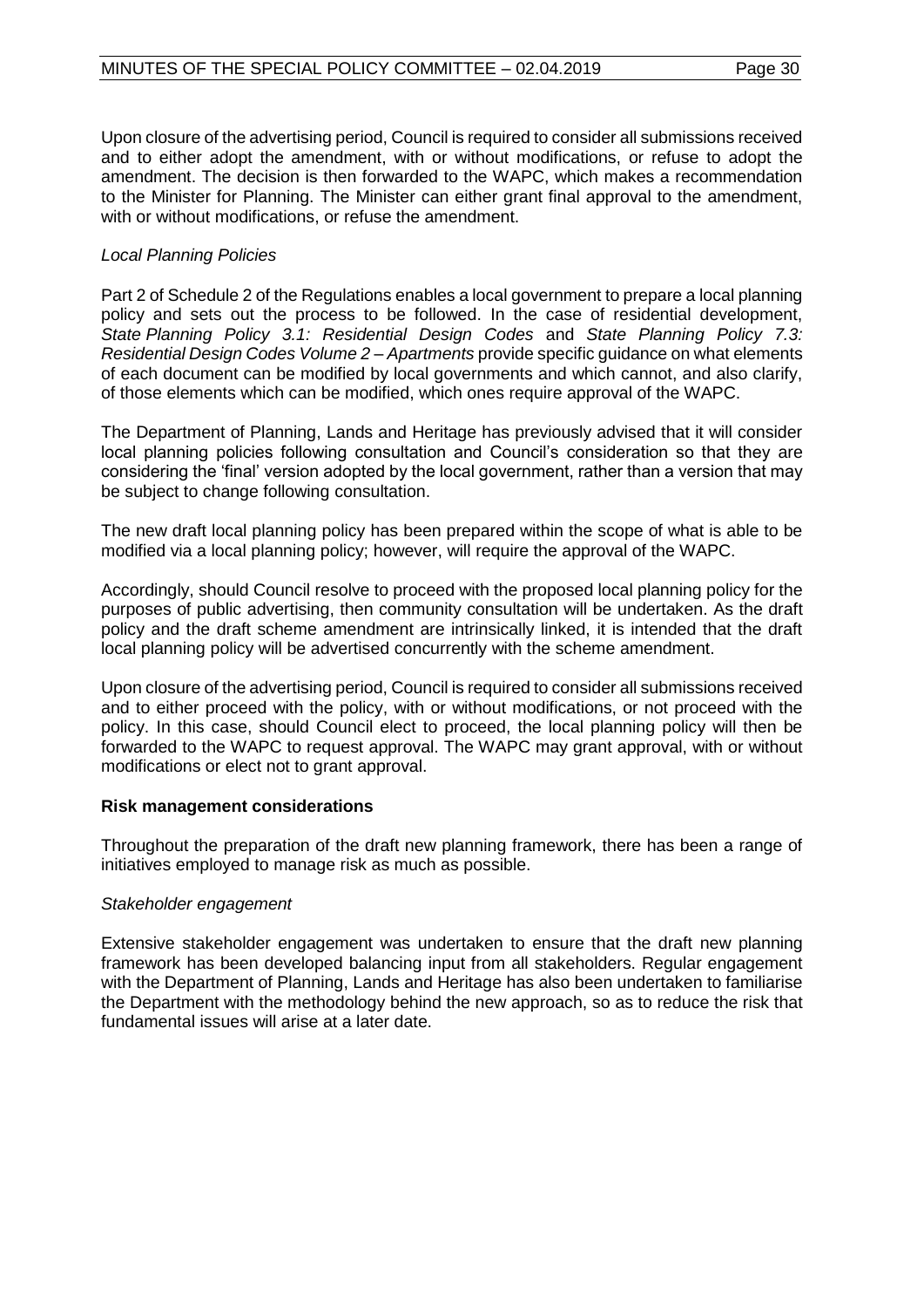Upon closure of the advertising period, Council is required to consider all submissions received and to either adopt the amendment, with or without modifications, or refuse to adopt the amendment. The decision is then forwarded to the WAPC, which makes a recommendation to the Minister for Planning. The Minister can either grant final approval to the amendment, with or without modifications, or refuse the amendment.

*Local Planning Policies*

Part 2 of Schedule 2 of the Regulations enables a local government to prepare a local planning policy and sets out the process to be followed. In the case of residential development, *State Planning Policy 3.1: Residential Design Codes* and *State Planning Policy 7.3: Residential Design Codes Volume 2 – Apartments* provide specific guidance on what elements of each document can be modified by local governments and which cannot, and also clarify, of those elements which can be modified, which ones require approval of the WAPC.

The Department of Planning, Lands and Heritage has previously advised that it will consider local planning policies following consultation and Council's consideration so that they are considering the 'final' version adopted by the local government, rather than a version that may be subject to change following consultation.

The new draft local planning policy has been prepared within the scope of what is able to be modified via a local planning policy; however, will require the approval of the WAPC.

Accordingly, should Council resolve to proceed with the proposed local planning policy for the purposes of public advertising, then community consultation will be undertaken. As the draft policy and the draft scheme amendment are intrinsically linked, it is intended that the draft local planning policy will be advertised concurrently with the scheme amendment.

Upon closure of the advertising period, Council is required to consider all submissions received and to either proceed with the policy, with or without modifications, or not proceed with the policy. In this case, should Council elect to proceed, the local planning policy will then be forwarded to the WAPC to request approval. The WAPC may grant approval, with or without modifications or elect not to grant approval.

**Risk management considerations**

Throughout the preparation of the draft new planning framework, there has been a range of initiatives employed to manage risk as much as possible.

*Stakeholder engagement*

Extensive stakeholder engagement was undertaken to ensure that the draft new planning framework has been developed balancing input from all stakeholders. Regular engagement with the Department of Planning, Lands and Heritage has also been undertaken to familiarise the Department with the methodology behind the new approach, so as to reduce the risk that fundamental issues will arise at a later date.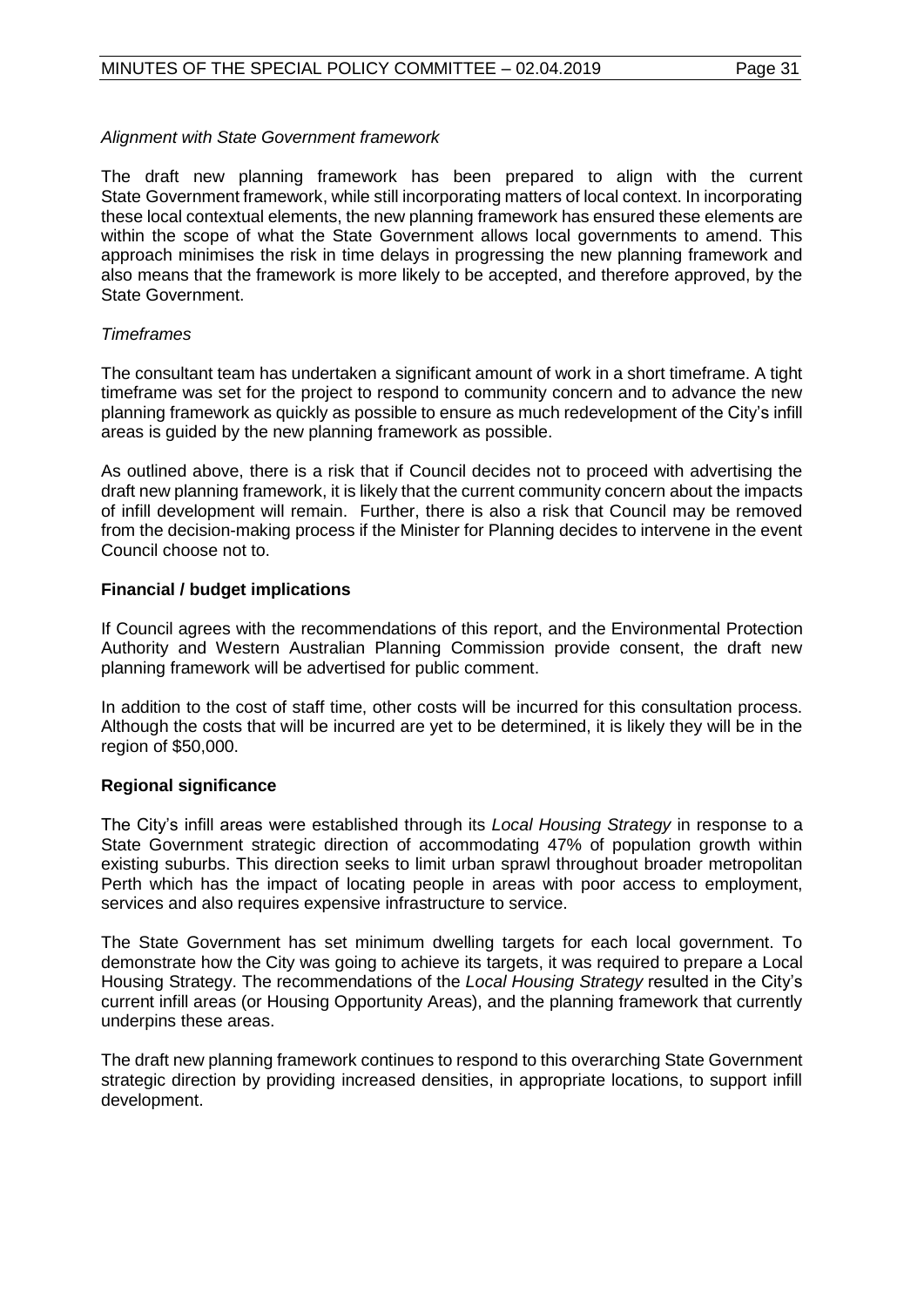*Alignment with State Government framework*

The draft new planning framework has been prepared to align with the current State Government framework, while still incorporating matters of local context. In incorporating these local contextual elements, the new planning framework has ensured these elements are within the scope of what the State Government allows local governments to amend. This approach minimises the risk in time delays in progressing the new planning framework and also means that the framework is more likely to be accepted, and therefore approved, by the State Government.

*Timeframes*

The consultant team has undertaken a significant amount of work in a short timeframe. A tight timeframe was set for the project to respond to community concern and to advance the new planning framework as quickly as possible to ensure as much redevelopment of the City's infill areas is guided by the new planning framework as possible.

As outlined above, there is a risk that if Council decides not to proceed with advertising the draft new planning framework, it is likely that the current community concern about the impacts of infill development will remain. Further, there is also a risk that Council may be removed from the decision-making process if the Minister for Planning decides to intervene in the event Council choose not to.

**Financial / budget implications**

If Council agrees with the recommendations of this report, and the Environmental Protection Authority and Western Australian Planning Commission provide consent, the draft new planning framework will be advertised for public comment.

In addition to the cost of staff time, other costs will be incurred for this consultation process. Although the costs that will be incurred are yet to be determined, it is likely they will be in the region of $50,000.

**Regional significance**

The City's infill areas were established through its *Local Housing Strategy* in response to a State Government strategic direction of accommodating 47% of population growth within existing suburbs. This direction seeks to limit urban sprawl throughout broader metropolitan Perth which has the impact of locating people in areas with poor access to employment, services and also requires expensive infrastructure to service.

The State Government has set minimum dwelling targets for each local government. To demonstrate how the City was going to achieve its targets, it was required to prepare a Local Housing Strategy. The recommendations of the *Local Housing Strategy* resulted in the City's current infill areas (or Housing Opportunity Areas), and the planning framework that currently underpins these areas.

The draft new planning framework continues to respond to this overarching State Government strategic direction by providing increased densities, in appropriate locations, to support infill development.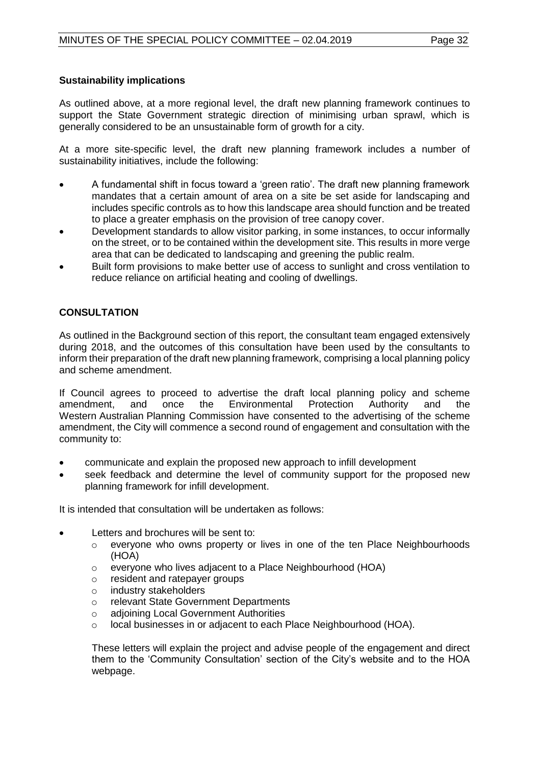**Sustainability implications**

As outlined above, at a more regional level, the draft new planning framework continues to support the State Government strategic direction of minimising urban sprawl, which is generally considered to be an unsustainable form of growth for a city.

At a more site-specific level, the draft new planning framework includes a number of sustainability initiatives, include the following:

- A fundamental shift in focus toward a 'green ratio'. The draft new planning framework mandates that a certain amount of area on a site be set aside for landscaping and includes specific controls as to how this landscape area should function and be treated to place a greater emphasis on the provision of tree canopy cover.
- Development standards to allow visitor parking, in some instances, to occur informally on the street, or to be contained within the development site. This results in more verge area that can be dedicated to landscaping and greening the public realm.
- Built form provisions to make better use of access to sunlight and cross ventilation to reduce reliance on artificial heating and cooling of dwellings.

## CONSULTATION

As outlined in the Background section of this report, the consultant team engaged extensively during 2018, and the outcomes of this consultation have been used by the consultants to inform their preparation of the draft new planning framework, comprising a local planning policy and scheme amendment.

If Council agrees to proceed to advertise the draft local planning policy and scheme amendment, and once the Environmental Protection Authority and the Western Australian Planning Commission have consented to the advertising of the scheme amendment, the City will commence a second round of engagement and consultation with the community to:

- communicate and explain the proposed new approach to infill development
- seek feedback and determine the level of community support for the proposed new planning framework for infill development.

It is intended that consultation will be undertaken as follows:

- Letters and brochures will be sent to:
  - everyone who owns property or lives in one of the ten Place Neighbourhoods (HOA)
  - everyone who lives adjacent to a Place Neighbourhood (HOA)
  - resident and ratepayer groups
  - industry stakeholders
  - relevant State Government Departments
  - adjoining Local Government Authorities
  - local businesses in or adjacent to each Place Neighbourhood (HOA).

  These letters will explain the project and advise people of the engagement and direct them to the 'Community Consultation' section of the City's website and to the HOA webpage.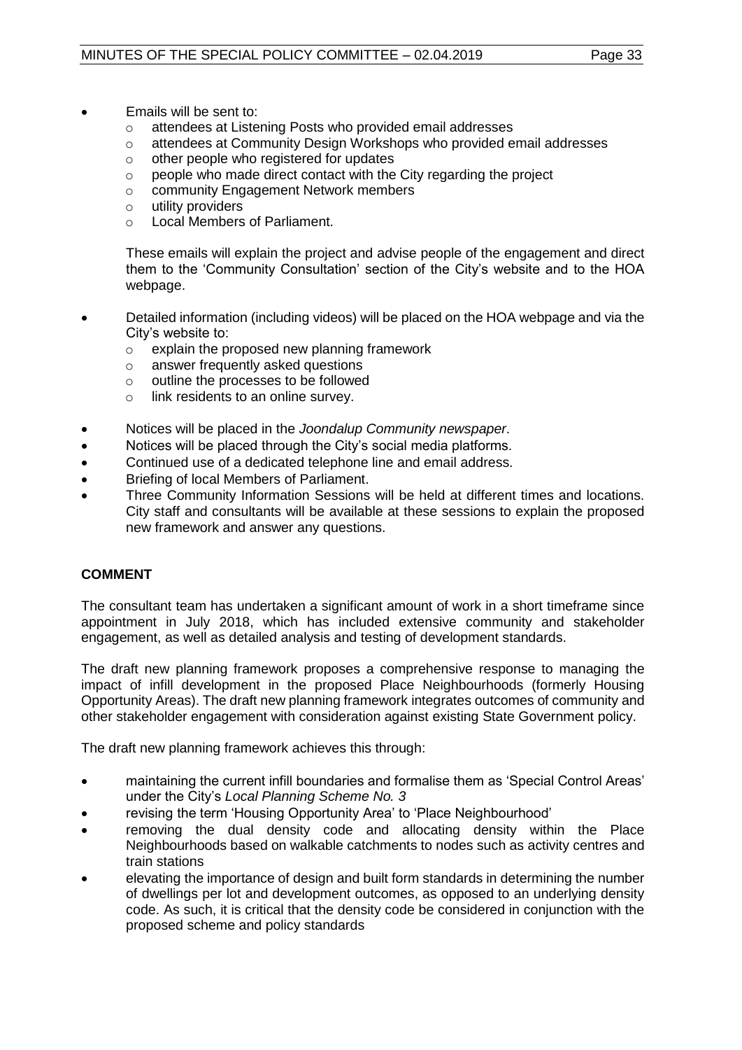- Emails will be sent to:
    - attendees at Listening Posts who provided email addresses
    - attendees at Community Design Workshops who provided email addresses
    - other people who registered for updates
    - people who made direct contact with the City regarding the project
    - community Engagement Network members
    - utility providers
    - Local Members of Parliament.

  These emails will explain the project and advise people of the engagement and direct them to the 'Community Consultation' section of the City's website and to the HOA webpage.

- Detailed information (including videos) will be placed on the HOA webpage and via the City's website to:
    - explain the proposed new planning framework
    - answer frequently asked questions
    - outline the processes to be followed
    - link residents to an online survey.
- Notices will be placed in the *Joondalup Community newspaper*.
- Notices will be placed through the City's social media platforms.
- Continued use of a dedicated telephone line and email address.
- Briefing of local Members of Parliament.
- Three Community Information Sessions will be held at different times and locations. City staff and consultants will be available at these sessions to explain the proposed new framework and answer any questions.

## COMMENT

The consultant team has undertaken a significant amount of work in a short timeframe since appointment in July 2018, which has included extensive community and stakeholder engagement, as well as detailed analysis and testing of development standards.

The draft new planning framework proposes a comprehensive response to managing the impact of infill development in the proposed Place Neighbourhoods (formerly Housing Opportunity Areas). The draft new planning framework integrates outcomes of community and other stakeholder engagement with consideration against existing State Government policy.

The draft new planning framework achieves this through:

- maintaining the current infill boundaries and formalise them as 'Special Control Areas' under the City's *Local Planning Scheme No. 3*
- revising the term 'Housing Opportunity Area' to 'Place Neighbourhood'
- removing the dual density code and allocating density within the Place Neighbourhoods based on walkable catchments to nodes such as activity centres and train stations
- elevating the importance of design and built form standards in determining the number of dwellings per lot and development outcomes, as opposed to an underlying density code. As such, it is critical that the density code be considered in conjunction with the proposed scheme and policy standards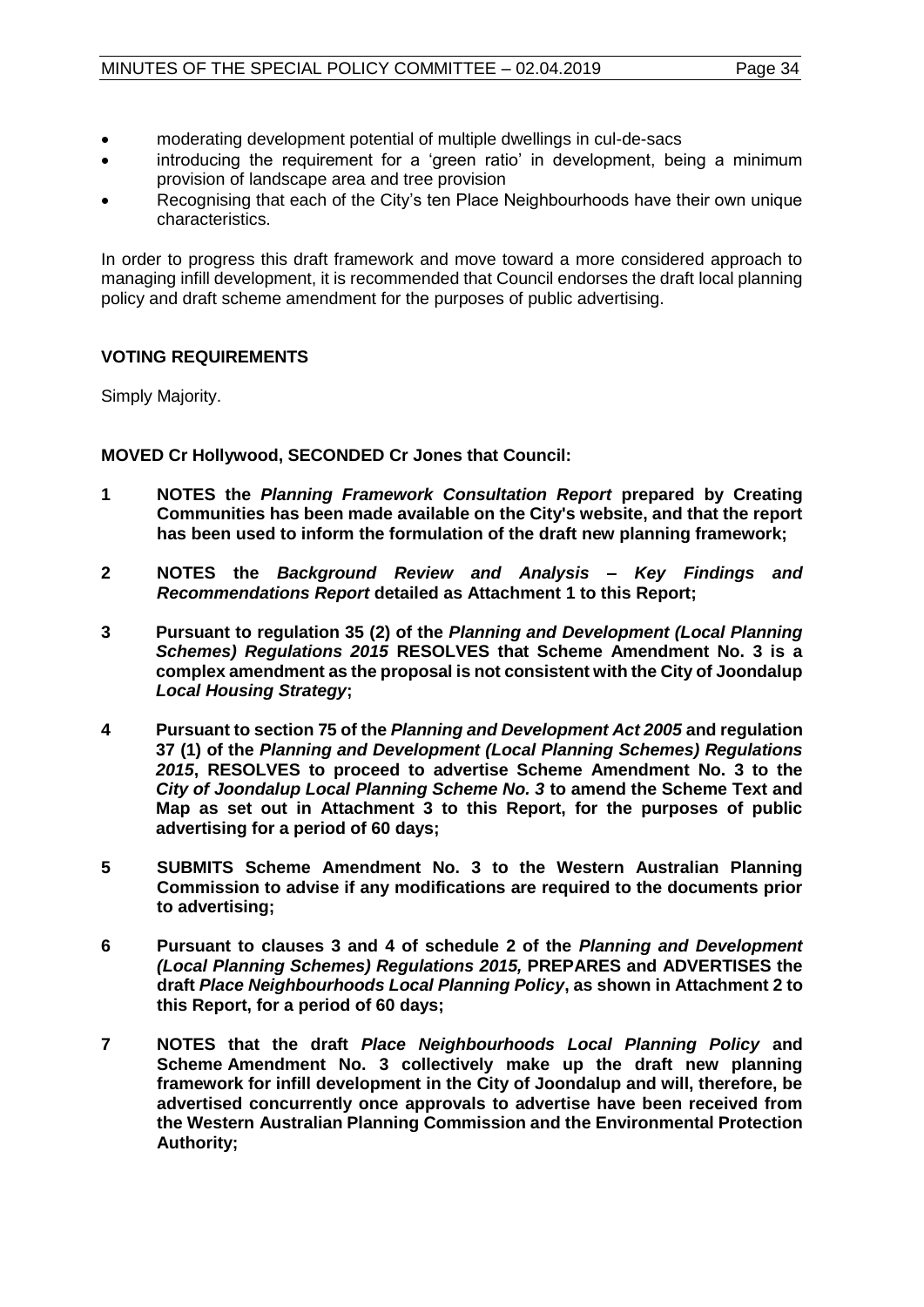- moderating development potential of multiple dwellings in cul-de-sacs
- introducing the requirement for a 'green ratio' in development, being a minimum provision of landscape area and tree provision
- Recognising that each of the City's ten Place Neighbourhoods have their own unique characteristics.

In order to progress this draft framework and move toward a more considered approach to managing infill development, it is recommended that Council endorses the draft local planning policy and draft scheme amendment for the purposes of public advertising.

## VOTING REQUIREMENTS

Simply Majority.

**MOVED Cr Hollywood, SECONDED Cr Jones that Council:**

**1 NOTES the *Planning Framework Consultation Report* prepared by Creating Communities has been made available on the City's website, and that the report has been used to inform the formulation of the draft new planning framework;**

**2 NOTES the *Background Review and Analysis – Key Findings and Recommendations Report* detailed as Attachment 1 to this Report;**

**3 Pursuant to regulation 35 (2) of the *Planning and Development (Local Planning Schemes) Regulations 2015* RESOLVES that Scheme Amendment No. 3 is a complex amendment as the proposal is not consistent with the City of Joondalup *Local Housing Strategy*;**

**4 Pursuant to section 75 of the *Planning and Development Act 2005* and regulation 37 (1) of the *Planning and Development (Local Planning Schemes) Regulations 2015*, RESOLVES to proceed to advertise Scheme Amendment No. 3 to the *City of Joondalup Local Planning Scheme No. 3* to amend the Scheme Text and Map as set out in Attachment 3 to this Report, for the purposes of public advertising for a period of 60 days;**

**5 SUBMITS Scheme Amendment No. 3 to the Western Australian Planning Commission to advise if any modifications are required to the documents prior to advertising;**

**6 Pursuant to clauses 3 and 4 of schedule 2 of the *Planning and Development (Local Planning Schemes) Regulations 2015,* PREPARES and ADVERTISES the draft *Place Neighbourhoods Local Planning Policy*, as shown in Attachment 2 to this Report, for a period of 60 days;**

**7 NOTES that the draft *Place Neighbourhoods Local Planning Policy* and Scheme Amendment No. 3 collectively make up the draft new planning framework for infill development in the City of Joondalup and will, therefore, be advertised concurrently once approvals to advertise have been received from the Western Australian Planning Commission and the Environmental Protection Authority;**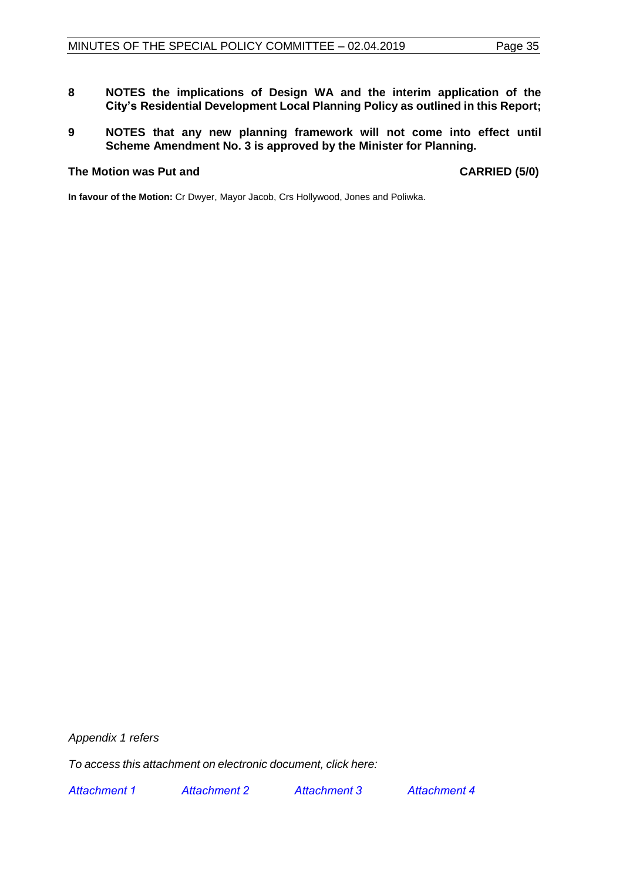8 **NOTES the implications of Design WA and the interim application of the City's Residential Development Local Planning Policy as outlined in this Report;**

9 **NOTES that any new planning framework will not come into effect until Scheme Amendment No. 3 is approved by the Minister for Planning.**

**The Motion was Put and** **CARRIED (5/0)**

**In favour of the Motion:** Cr Dwyer, Mayor Jacob, Crs Hollywood, Jones and Poliwka.

*Appendix 1 refers*

*To access this attachment on electronic document, click here:*

*Attachment 1* *Attachment 2* *Attachment 3* *Attachment 4*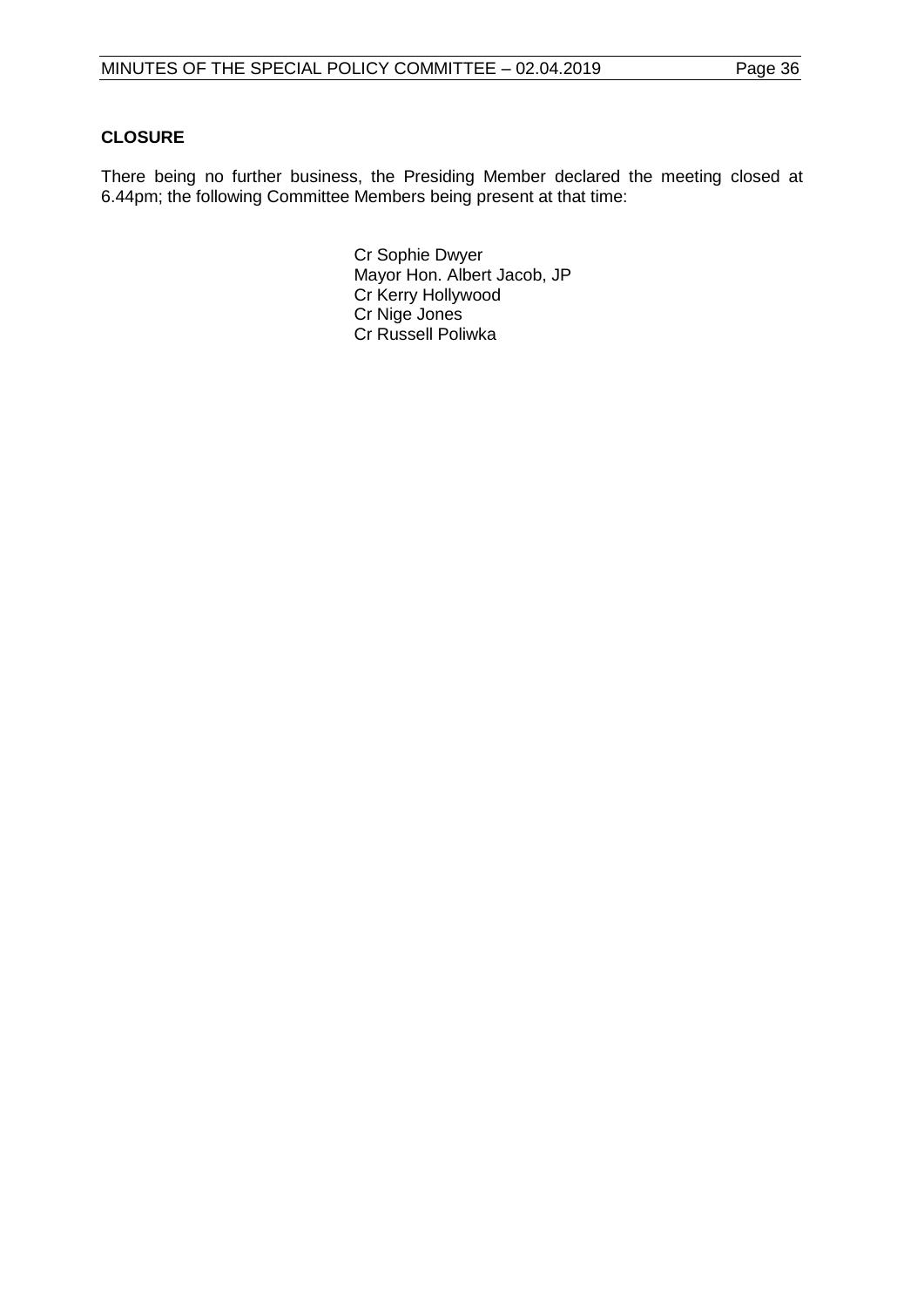**CLOSURE**

There being no further business, the Presiding Member declared the meeting closed at 6.44pm; the following Committee Members being present at that time:

Cr Sophie Dwyer
Mayor Hon. Albert Jacob, JP
Cr Kerry Hollywood
Cr Nige Jones
Cr Russell Poliwka